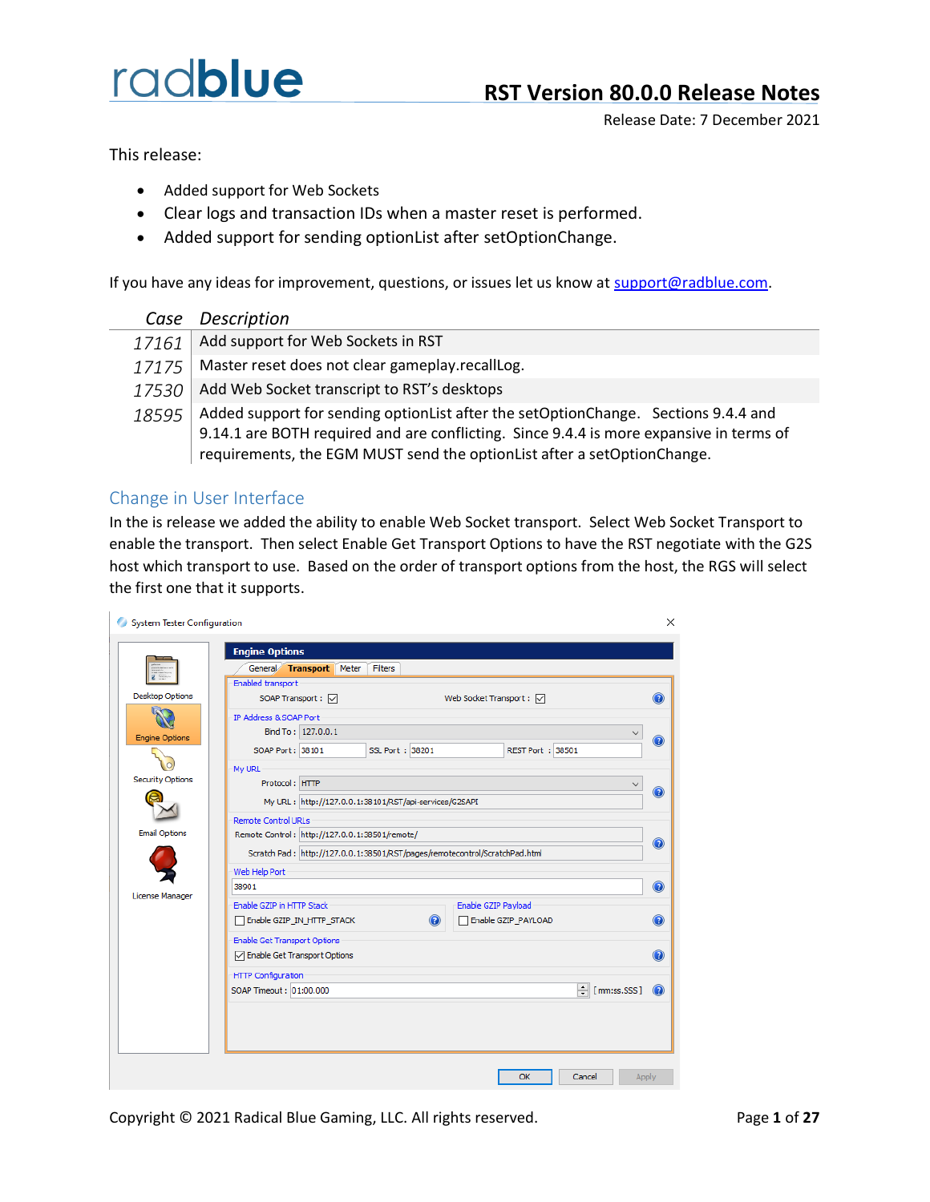# RST Version 80.0.0 Release Notes

Release Date: 7 December 2021

This release:

- Added support for Web Sockets
- Clear logs and transaction IDs when a master reset is performed.
- Added support for sending optionList after setOptionChange.

If you have any ideas for improvement, questions, or issues let us know at support@radblue.com.

| Case | Description |
|---|---|
| 17161 | Add support for Web Sockets in RST |
| 17175 | Master reset does not clear gameplay.recallLog. |
| 17530 | Add Web Socket transcript to RST's desktops |
| 18595 | Added support for sending optionList after the setOptionChange. Sections 9.4.4 and 9.14.1 are BOTH required and are conflicting. Since 9.4.4 is more expansive in terms of requirements, the EGM MUST send the optionList after a setOptionChange. |

## Change in User Interface

In the is release we added the ability to enable Web Socket transport. Select Web Socket Transport to enable the transport. Then select Enable Get Transport Options to have the RST negotiate with the G2S host which transport to use. Based on the order of transport options from the host, the RGS will select the first one that it supports.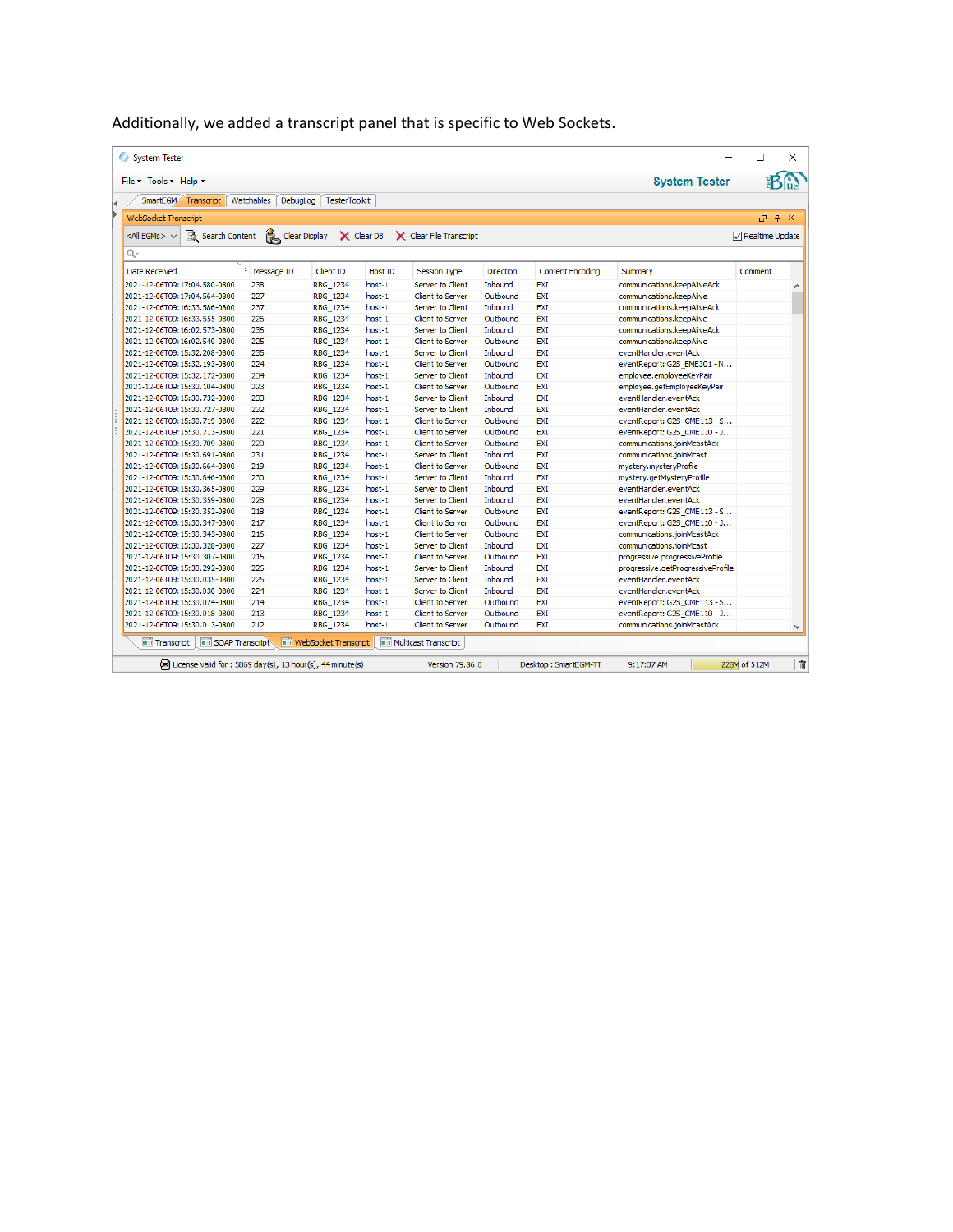Additionally, we added a transcript panel that is specific to Web Sockets.

System Tester

File ▾ Tools ▾ Help ▾ **System Tester**

SmartEGM | Transcript | Watchables | DebugLog | TesterToolkit

WebSocket Transcript

<All EGMs> | Search Content | Clear Display | Clear DB | Clear File Transcript | Realtime Update

| Date Received | Message ID | Client ID | Host ID | Session Type | Direction | Content Encoding | Summary | Comment |
|---|---|---|---|---|---|---|---|---|
| 2021-12-06T09:17:04.580-0800 | 238 | RBG_1234 | host-1 | Server to Client | Inbound | EXI | communications.keepAliveAck | |
| 2021-12-06T09:17:04.564-0800 | 227 | RBG_1234 | host-1 | Client to Server | Outbound | EXI | communications.keepAlive | |
| 2021-12-06T09:16:33.586-0800 | 237 | RBG_1234 | host-1 | Server to Client | Inbound | EXI | communications.keepAliveAck | |
| 2021-12-06T09:16:33.555-0800 | 226 | RBG_1234 | host-1 | Client to Server | Outbound | EXI | communications.keepAlive | |
| 2021-12-06T09:16:02.573-0800 | 236 | RBG_1234 | host-1 | Server to Client | Inbound | EXI | communications.keepAliveAck | |
| 2021-12-06T09:16:02.540-0800 | 225 | RBG_1234 | host-1 | Client to Server | Outbound | EXI | communications.keepAlive | |
| 2021-12-06T09:15:32.208-0800 | 235 | RBG_1234 | host-1 | Server to Client | Inbound | EXI | eventHandler.eventAck | |
| 2021-12-06T09:15:32.193-0800 | 224 | RBG_1234 | host-1 | Client to Server | Outbound | EXI | eventReport: G2S_EME301 - N... | |
| 2021-12-06T09:15:32.172-0800 | 234 | RBG_1234 | host-1 | Server to Client | Inbound | EXI | employee.employeeKeyPair | |
| 2021-12-06T09:15:32.104-0800 | 223 | RBG_1234 | host-1 | Client to Server | Outbound | EXI | employee.getEmployeeKeyPair | |
| 2021-12-06T09:15:30.732-0800 | 233 | RBG_1234 | host-1 | Server to Client | Inbound | EXI | eventHandler.eventAck | |
| 2021-12-06T09:15:30.727-0800 | 232 | RBG_1234 | host-1 | Server to Client | Inbound | EXI | eventHandler.eventAck | |
| 2021-12-06T09:15:30.719-0800 | 222 | RBG_1234 | host-1 | Client to Server | Outbound | EXI | eventReport: G2S_CME113 - S... | |
| 2021-12-06T09:15:30.713-0800 | 221 | RBG_1234 | host-1 | Client to Server | Outbound | EXI | eventReport: G2S_CME110 - J... | |
| 2021-12-06T09:15:30.709-0800 | 220 | RBG_1234 | host-1 | Client to Server | Outbound | EXI | communications.joinMcastAck | |
| 2021-12-06T09:15:30.691-0800 | 231 | RBG_1234 | host-1 | Server to Client | Inbound | EXI | communications.joinMcast | |
| 2021-12-06T09:15:30.664-0800 | 219 | RBG_1234 | host-1 | Client to Server | Outbound | EXI | mystery.mysteryProfile | |
| 2021-12-06T09:15:30.646-0800 | 230 | RBG_1234 | host-1 | Server to Client | Inbound | EXI | mystery.getMysteryProfile | |
| 2021-12-06T09:15:30.365-0800 | 229 | RBG_1234 | host-1 | Server to Client | Inbound | EXI | eventHandler.eventAck | |
| 2021-12-06T09:15:30.359-0800 | 228 | RBG_1234 | host-1 | Server to Client | Inbound | EXI | eventHandler.eventAck | |
| 2021-12-06T09:15:30.352-0800 | 218 | RBG_1234 | host-1 | Client to Server | Outbound | EXI | eventReport: G2S_CME113 - S... | |
| 2021-12-06T09:15:30.347-0800 | 217 | RBG_1234 | host-1 | Client to Server | Outbound | EXI | eventReport: G2S_CME110 - J... | |
| 2021-12-06T09:15:30.343-0800 | 216 | RBG_1234 | host-1 | Client to Server | Outbound | EXI | communications.joinMcastAck | |
| 2021-12-06T09:15:30.328-0800 | 227 | RBG_1234 | host-1 | Server to Client | Inbound | EXI | communications.joinMcast | |
| 2021-12-06T09:15:30.307-0800 | 215 | RBG_1234 | host-1 | Client to Server | Outbound | EXI | progressive.progressiveProfile | |
| 2021-12-06T09:15:30.292-0800 | 226 | RBG_1234 | host-1 | Server to Client | Inbound | EXI | progressive.getProgressiveProfile | |
| 2021-12-06T09:15:30.035-0800 | 225 | RBG_1234 | host-1 | Server to Client | Inbound | EXI | eventHandler.eventAck | |
| 2021-12-06T09:15:30.030-0800 | 224 | RBG_1234 | host-1 | Server to Client | Inbound | EXI | eventHandler.eventAck | |
| 2021-12-06T09:15:30.024-0800 | 214 | RBG_1234 | host-1 | Client to Server | Outbound | EXI | eventReport: G2S_CME113 - S... | |
| 2021-12-06T09:15:30.018-0800 | 213 | RBG_1234 | host-1 | Client to Server | Outbound | EXI | eventReport: G2S_CME110 - J... | |
| 2021-12-06T09:15:30.013-0800 | 212 | RBG_1234 | host-1 | Client to Server | Outbound | EXI | communications.joinMcastAck | |

Transcript | SOAP Transcript | WebSocket Transcript | Multicast Transcript

License valid for : 5869 day(s), 13 hour(s), 44 minute(s) | Version 79.86.0 | Desktop : SmartEGM-TT | 9:17:07 AM | 228M of 512M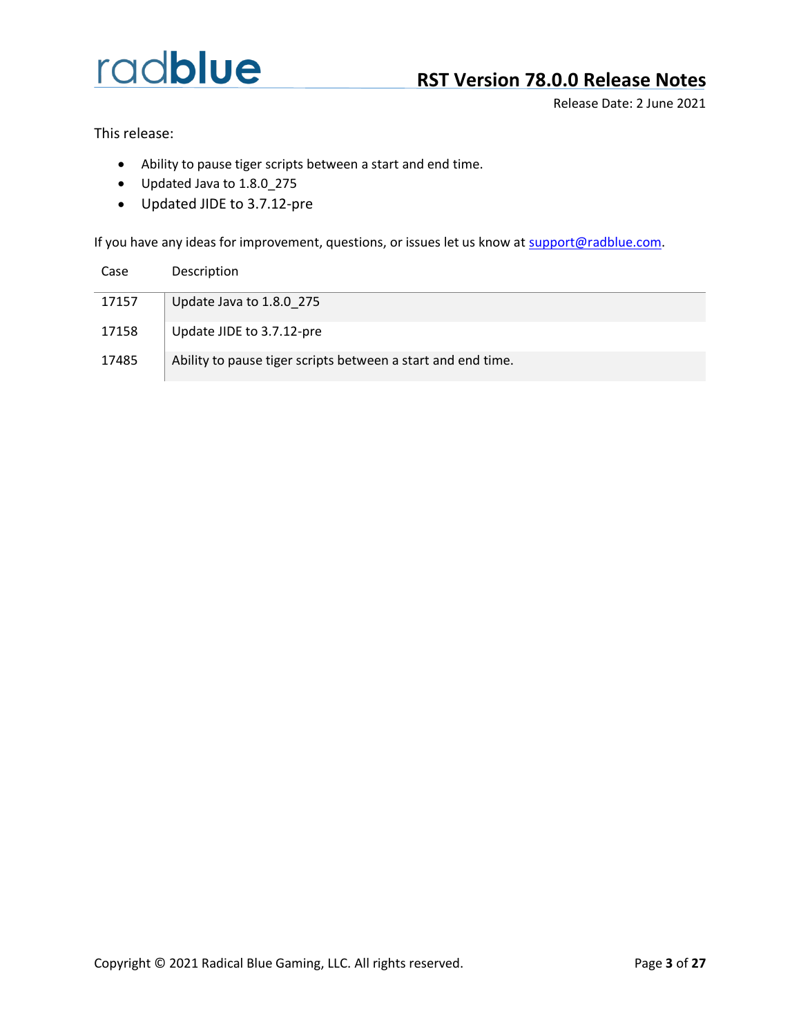# RST Version 78.0.0 Release Notes

Release Date: 2 June 2021

This release:

- Ability to pause tiger scripts between a start and end time.
- Updated Java to 1.8.0_275
- Updated JIDE to 3.7.12-pre

If you have any ideas for improvement, questions, or issues let us know at support@radblue.com.

| Case | Description |
|---|---|
| 17157 | Update Java to 1.8.0_275 |
| 17158 | Update JIDE to 3.7.12-pre |
| 17485 | Ability to pause tiger scripts between a start and end time. |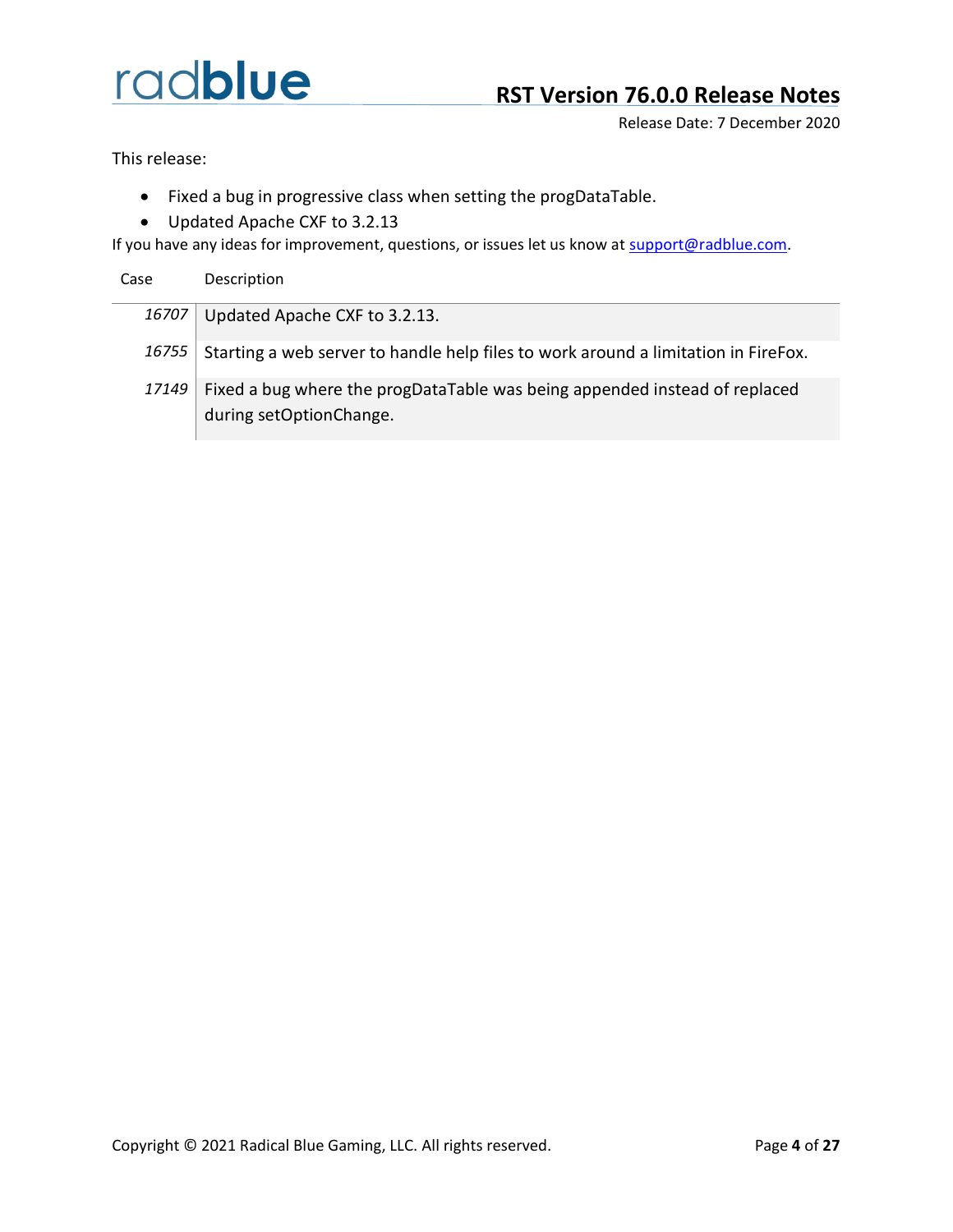# RST Version 76.0.0 Release Notes

Release Date: 7 December 2020

This release:

- Fixed a bug in progressive class when setting the progDataTable.
- Updated Apache CXF to 3.2.13

If you have any ideas for improvement, questions, or issues let us know at support@radblue.com.

| Case | Description |
| --- | --- |
| *16707* | Updated Apache CXF to 3.2.13. |
| *16755* | Starting a web server to handle help files to work around a limitation in FireFox. |
| *17149* | Fixed a bug where the progDataTable was being appended instead of replaced during setOptionChange. |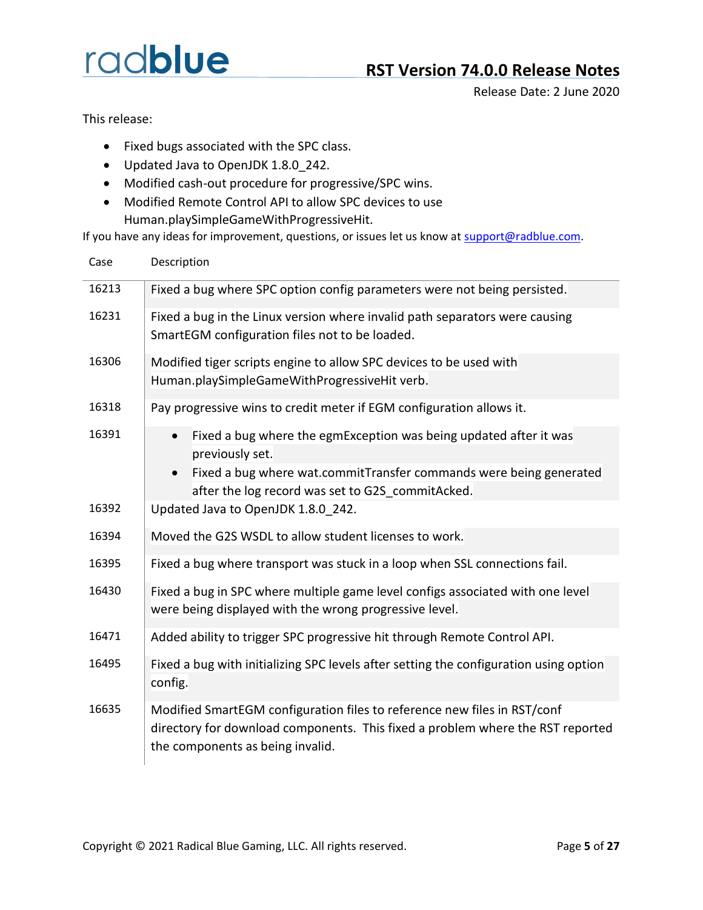# RST Version 74.0.0 Release Notes

Release Date: 2 June 2020

This release:

- Fixed bugs associated with the SPC class.
- Updated Java to OpenJDK 1.8.0_242.
- Modified cash-out procedure for progressive/SPC wins.
- Modified Remote Control API to allow SPC devices to use Human.playSimpleGameWithProgressiveHit.

If you have any ideas for improvement, questions, or issues let us know at support@radblue.com.

| Case | Description |
| --- | --- |
| 16213 | Fixed a bug where SPC option config parameters were not being persisted. |
| 16231 | Fixed a bug in the Linux version where invalid path separators were causing SmartEGM configuration files not to be loaded. |
| 16306 | Modified tiger scripts engine to allow SPC devices to be used with Human.playSimpleGameWithProgressiveHit verb. |
| 16318 | Pay progressive wins to credit meter if EGM configuration allows it. |
| 16391 | • Fixed a bug where the egmException was being updated after it was previously set.<br>• Fixed a bug where wat.commitTransfer commands were being generated after the log record was set to G2S_commitAcked. |
| 16392 | Updated Java to OpenJDK 1.8.0_242. |
| 16394 | Moved the G2S WSDL to allow student licenses to work. |
| 16395 | Fixed a bug where transport was stuck in a loop when SSL connections fail. |
| 16430 | Fixed a bug in SPC where multiple game level configs associated with one level were being displayed with the wrong progressive level. |
| 16471 | Added ability to trigger SPC progressive hit through Remote Control API. |
| 16495 | Fixed a bug with initializing SPC levels after setting the configuration using option config. |
| 16635 | Modified SmartEGM configuration files to reference new files in RST/conf directory for download components. This fixed a problem where the RST reported the components as being invalid. |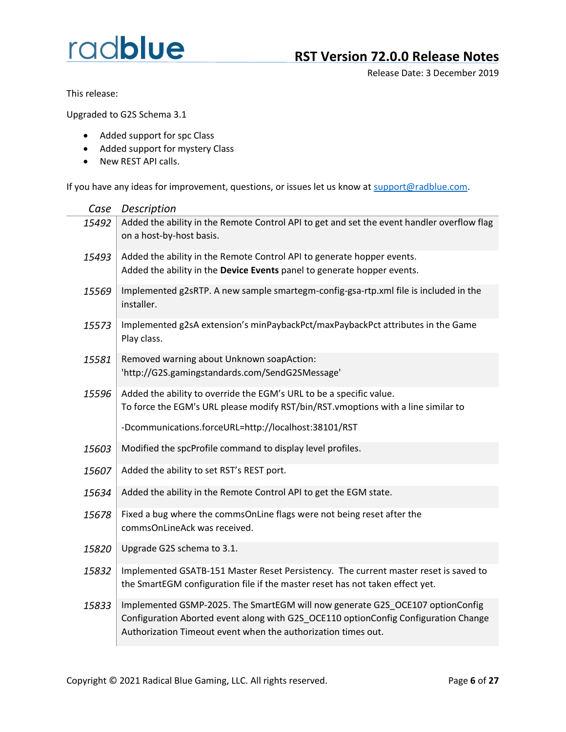# RST Version 72.0.0 Release Notes

Release Date: 3 December 2019

This release:

Upgraded to G2S Schema 3.1

- Added support for spc Class
- Added support for mystery Class
- New REST API calls.

If you have any ideas for improvement, questions, or issues let us know at support@radblue.com.

| *Case* | *Description* |
|---|---|
| *15492* | Added the ability in the Remote Control API to get and set the event handler overflow flag on a host-by-host basis. |
| *15493* | Added the ability in the Remote Control API to generate hopper events.<br>Added the ability in the **Device Events** panel to generate hopper events. |
| *15569* | Implemented g2sRTP. A new sample smartegm-config-gsa-rtp.xml file is included in the installer. |
| *15573* | Implemented g2sA extension's minPaybackPct/maxPaybackPct attributes in the Game Play class. |
| *15581* | Removed warning about Unknown soapAction: 'http://G2S.gamingstandards.com/SendG2SMessage' |
| *15596* | Added the ability to override the EGM's URL to be a specific value.<br>To force the EGM's URL please modify RST/bin/RST.vmoptions with a line similar to<br><br>-Dcommunications.forceURL=http://localhost:38101/RST |
| *15603* | Modified the spcProfile command to display level profiles. |
| *15607* | Added the ability to set RST's REST port. |
| *15634* | Added the ability in the Remote Control API to get the EGM state. |
| *15678* | Fixed a bug where the commsOnLine flags were not being reset after the commsOnLineAck was received. |
| *15820* | Upgrade G2S schema to 3.1. |
| *15832* | Implemented GSATB-151 Master Reset Persistency. The current master reset is saved to the SmartEGM configuration file if the master reset has not taken effect yet. |
| *15833* | Implemented GSMP-2025. The SmartEGM will now generate G2S_OCE107 optionConfig Configuration Aborted event along with G2S_OCE110 optionConfig Configuration Change Authorization Timeout event when the authorization times out. |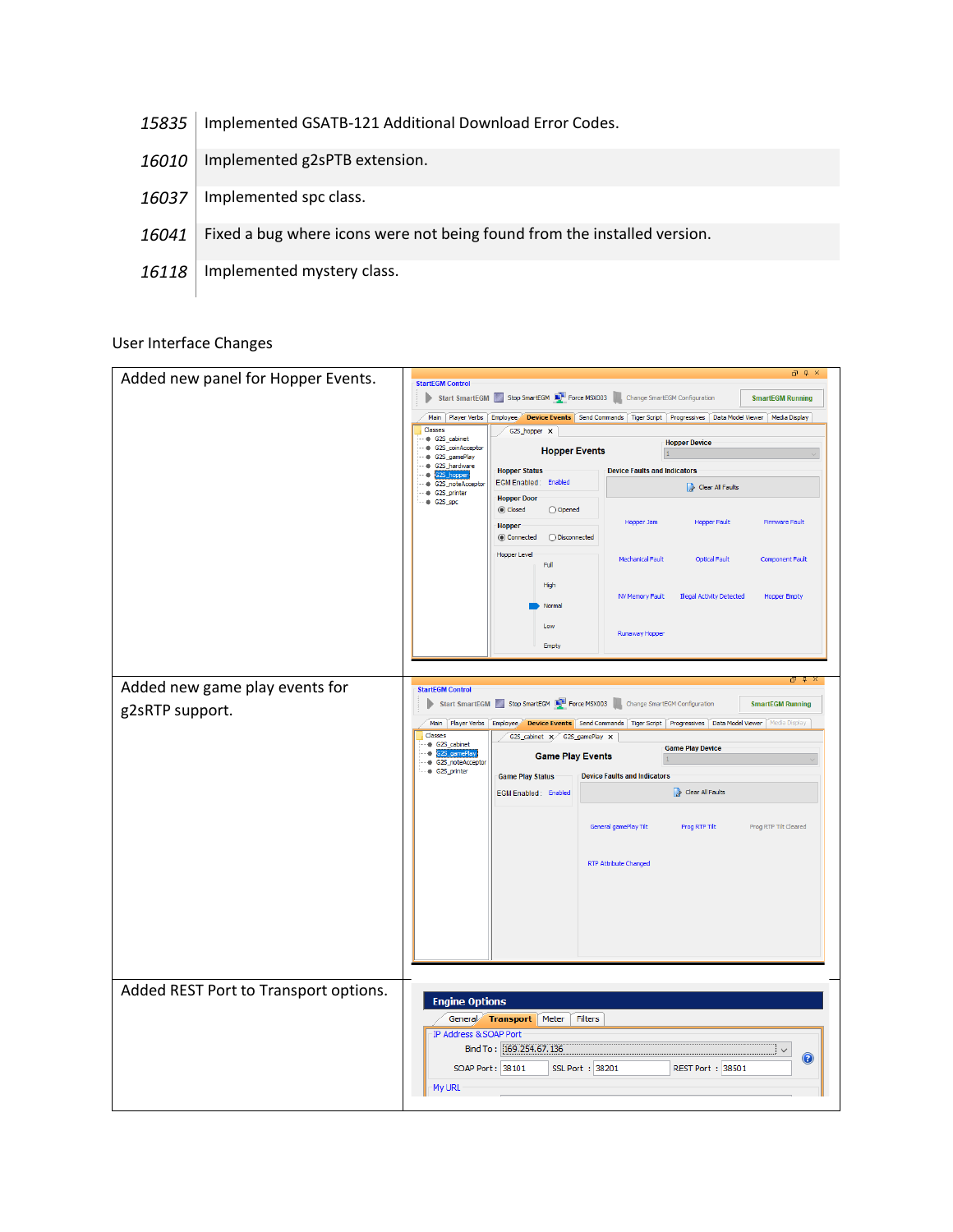| | |
|---|---|
| 15835 | Implemented GSATB-121 Additional Download Error Codes. |
| 16010 | Implemented g2sPTB extension. |
| 16037 | Implemented spc class. |
| 16041 | Fixed a bug where icons were not being found from the installed version. |
| 16118 | Implemented mystery class. |

User Interface Changes

| | |
|---|---|
| Added new panel for Hopper Events. | |
| Added new game play events for g2sRTP support. | |
| Added REST Port to Transport options. | |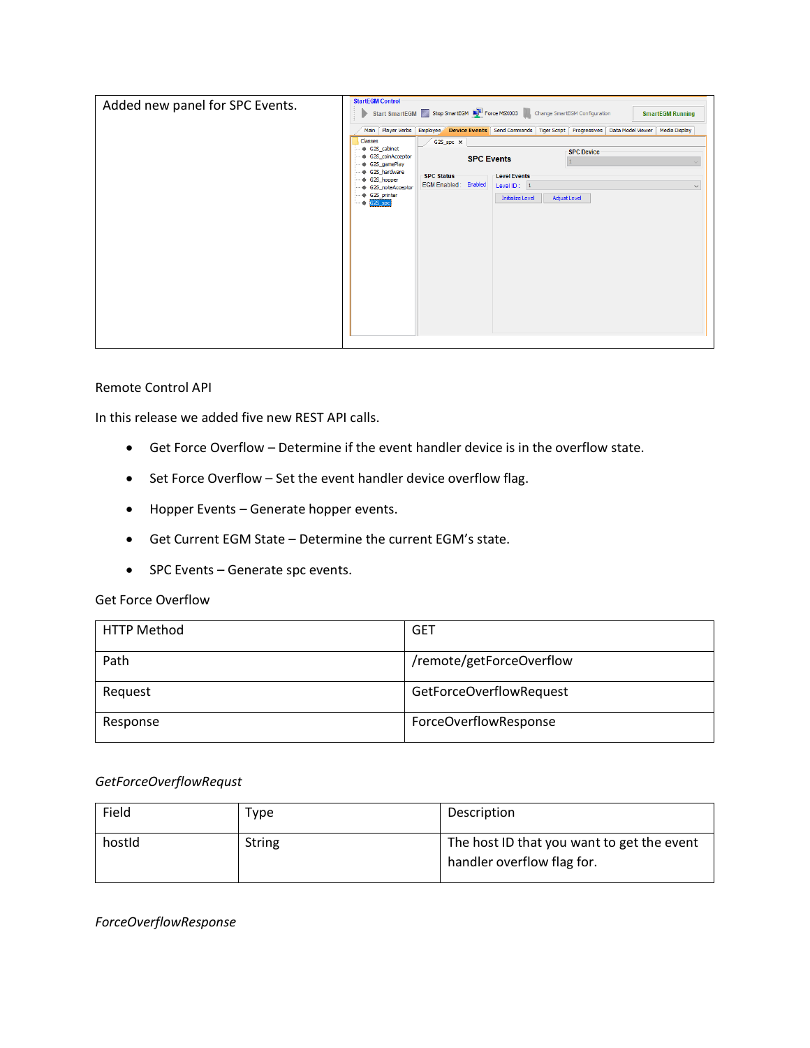| Added new panel for SPC Events. | |
|---|---|

Remote Control API

In this release we added five new REST API calls.

- Get Force Overflow – Determine if the event handler device is in the overflow state.
- Set Force Overflow – Set the event handler device overflow flag.
- Hopper Events – Generate hopper events.
- Get Current EGM State – Determine the current EGM's state.
- SPC Events – Generate spc events.

Get Force Overflow

| HTTP Method | GET |
|---|---|
| Path | /remote/getForceOverflow |
| Request | GetForceOverflowRequest |
| Response | ForceOverflowResponse |

*GetForceOverflowRequst*

| Field | Type | Description |
|---|---|---|
| hostId | String | The host ID that you want to get the event handler overflow flag for. |

*ForceOverflowResponse*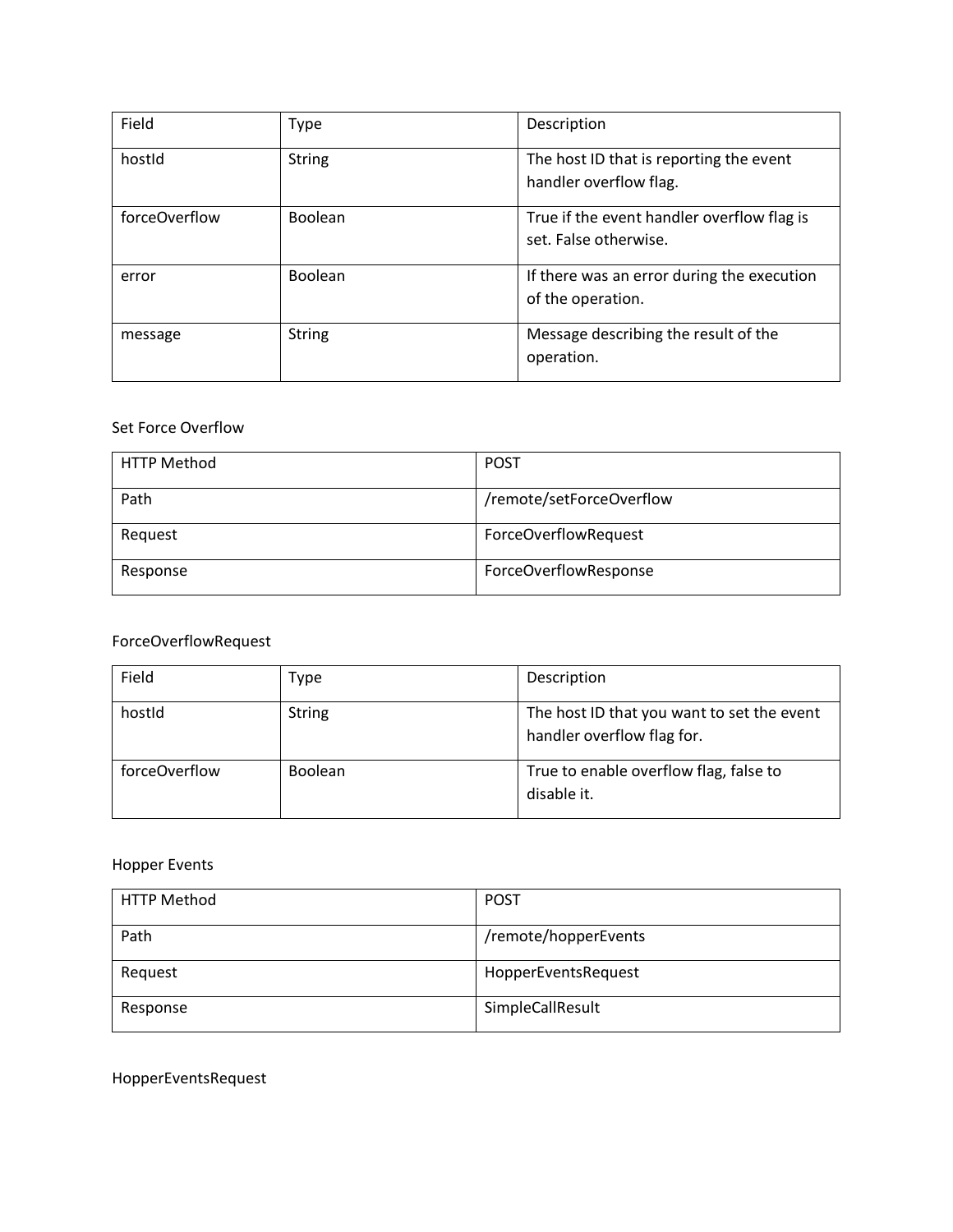| Field | Type | Description |
|---|---|---|
| hostId | String | The host ID that is reporting the event handler overflow flag. |
| forceOverflow | Boolean | True if the event handler overflow flag is set. False otherwise. |
| error | Boolean | If there was an error during the execution of the operation. |
| message | String | Message describing the result of the operation. |

Set Force Overflow

| HTTP Method | POST |
|---|---|
| Path | /remote/setForceOverflow |
| Request | ForceOverflowRequest |
| Response | ForceOverflowResponse |

ForceOverflowRequest

| Field | Type | Description |
|---|---|---|
| hostId | String | The host ID that you want to set the event handler overflow flag for. |
| forceOverflow | Boolean | True to enable overflow flag, false to disable it. |

Hopper Events

| HTTP Method | POST |
|---|---|
| Path | /remote/hopperEvents |
| Request | HopperEventsRequest |
| Response | SimpleCallResult |

HopperEventsRequest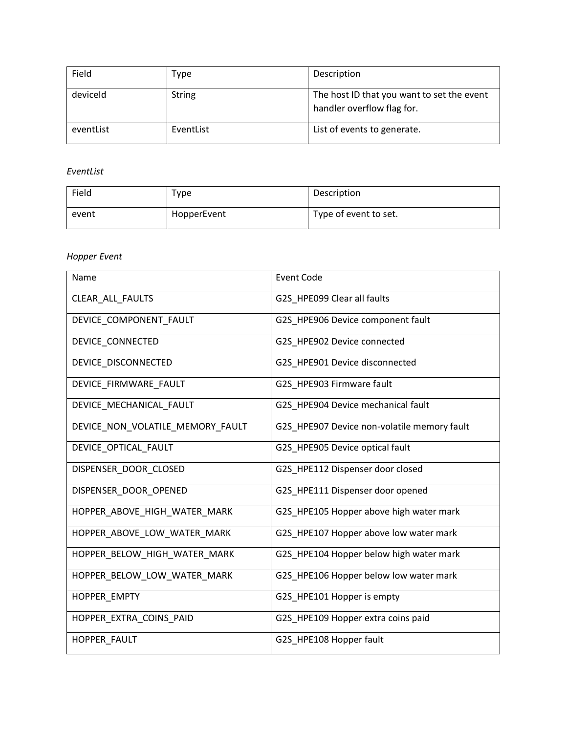| Field | Type | Description |
| --- | --- | --- |
| deviceId | String | The host ID that you want to set the event handler overflow flag for. |
| eventList | EventList | List of events to generate. |

*EventList*

| Field | Type | Description |
| --- | --- | --- |
| event | HopperEvent | Type of event to set. |

*Hopper Event*

| Name | Event Code |
| --- | --- |
| CLEAR_ALL_FAULTS | G2S_HPE099 Clear all faults |
| DEVICE_COMPONENT_FAULT | G2S_HPE906 Device component fault |
| DEVICE_CONNECTED | G2S_HPE902 Device connected |
| DEVICE_DISCONNECTED | G2S_HPE901 Device disconnected |
| DEVICE_FIRMWARE_FAULT | G2S_HPE903 Firmware fault |
| DEVICE_MECHANICAL_FAULT | G2S_HPE904 Device mechanical fault |
| DEVICE_NON_VOLATILE_MEMORY_FAULT | G2S_HPE907 Device non-volatile memory fault |
| DEVICE_OPTICAL_FAULT | G2S_HPE905 Device optical fault |
| DISPENSER_DOOR_CLOSED | G2S_HPE112 Dispenser door closed |
| DISPENSER_DOOR_OPENED | G2S_HPE111 Dispenser door opened |
| HOPPER_ABOVE_HIGH_WATER_MARK | G2S_HPE105 Hopper above high water mark |
| HOPPER_ABOVE_LOW_WATER_MARK | G2S_HPE107 Hopper above low water mark |
| HOPPER_BELOW_HIGH_WATER_MARK | G2S_HPE104 Hopper below high water mark |
| HOPPER_BELOW_LOW_WATER_MARK | G2S_HPE106 Hopper below low water mark |
| HOPPER_EMPTY | G2S_HPE101 Hopper is empty |
| HOPPER_EXTRA_COINS_PAID | G2S_HPE109 Hopper extra coins paid |
| HOPPER_FAULT | G2S_HPE108 Hopper fault |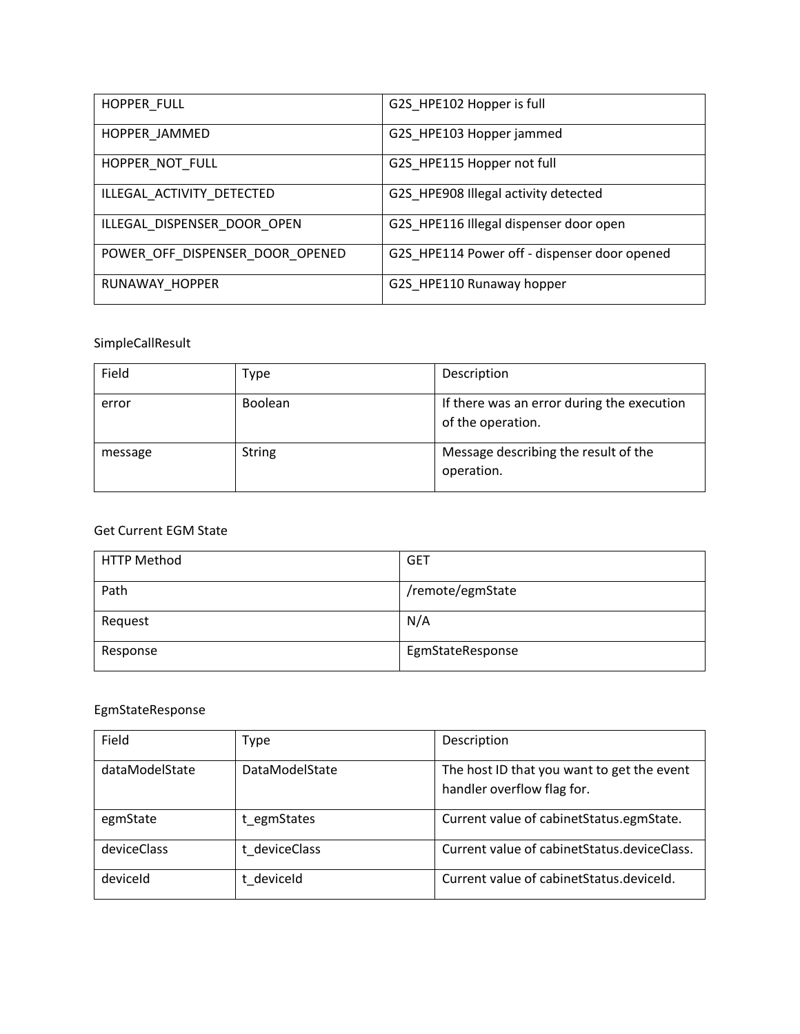| HOPPER_FULL | G2S_HPE102 Hopper is full |
| --- | --- |
| HOPPER_JAMMED | G2S_HPE103 Hopper jammed |
| HOPPER_NOT_FULL | G2S_HPE115 Hopper not full |
| ILLEGAL_ACTIVITY_DETECTED | G2S_HPE908 Illegal activity detected |
| ILLEGAL_DISPENSER_DOOR_OPEN | G2S_HPE116 Illegal dispenser door open |
| POWER_OFF_DISPENSER_DOOR_OPENED | G2S_HPE114 Power off - dispenser door opened |
| RUNAWAY_HOPPER | G2S_HPE110 Runaway hopper |

SimpleCallResult

| Field | Type | Description |
| --- | --- | --- |
| error | Boolean | If there was an error during the execution of the operation. |
| message | String | Message describing the result of the operation. |

Get Current EGM State

| HTTP Method | GET |
| --- | --- |
| Path | /remote/egmState |
| Request | N/A |
| Response | EgmStateResponse |

EgmStateResponse

| Field | Type | Description |
| --- | --- | --- |
| dataModelState | DataModelState | The host ID that you want to get the event handler overflow flag for. |
| egmState | t_egmStates | Current value of cabinetStatus.egmState. |
| deviceClass | t_deviceClass | Current value of cabinetStatus.deviceClass. |
| deviceId | t_deviceId | Current value of cabinetStatus.deviceId. |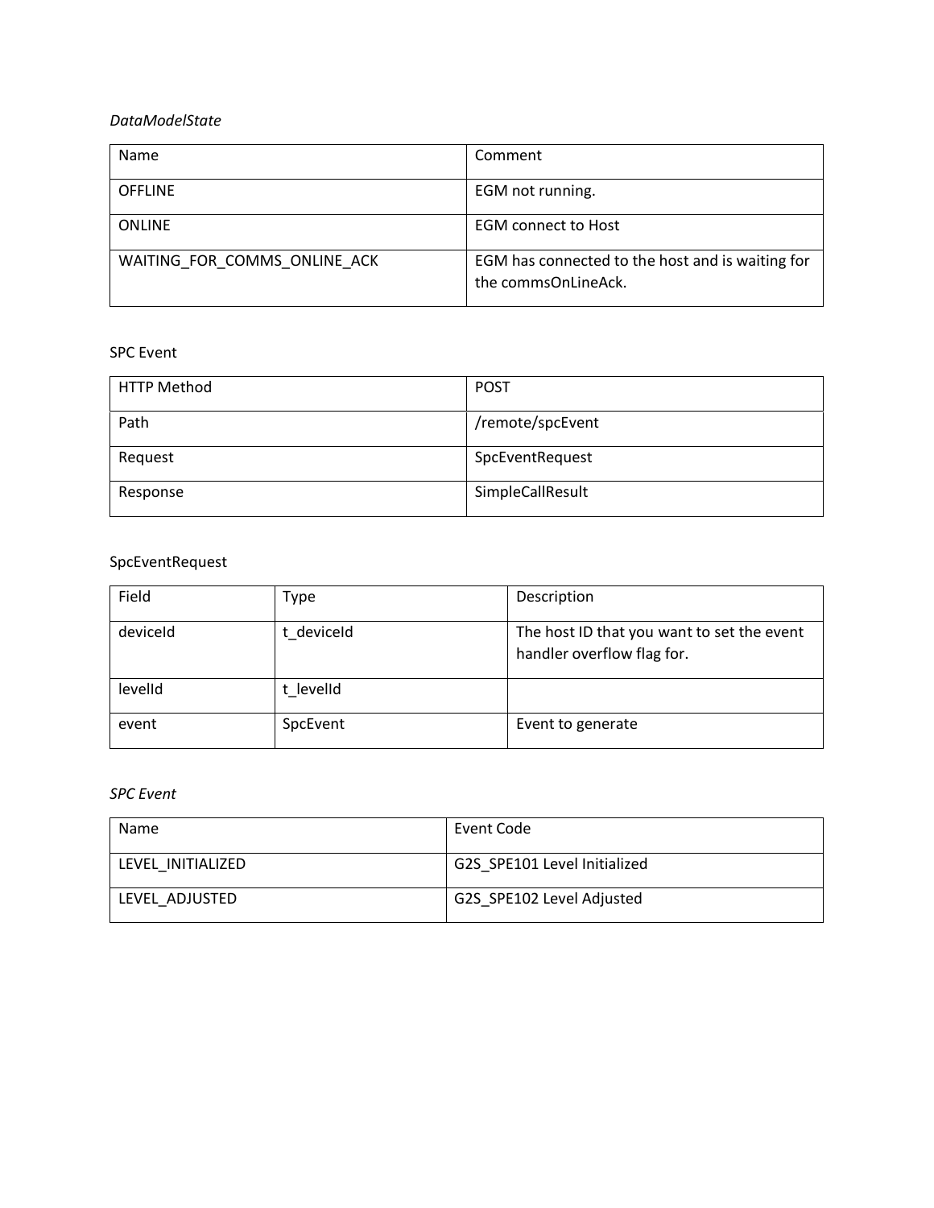*DataModelState*

| Name | Comment |
| --- | --- |
| OFFLINE | EGM not running. |
| ONLINE | EGM connect to Host |
| WAITING_FOR_COMMS_ONLINE_ACK | EGM has connected to the host and is waiting for the commsOnLineAck. |

SPC Event

| HTTP Method | POST |
| --- | --- |
| Path | /remote/spcEvent |
| Request | SpcEventRequest |
| Response | SimpleCallResult |

SpcEventRequest

| Field | Type | Description |
| --- | --- | --- |
| deviceId | t_deviceId | The host ID that you want to set the event handler overflow flag for. |
| levelId | t_levelId | |
| event | SpcEvent | Event to generate |

*SPC Event*

| Name | Event Code |
| --- | --- |
| LEVEL_INITIALIZED | G2S_SPE101 Level Initialized |
| LEVEL_ADJUSTED | G2S_SPE102 Level Adjusted |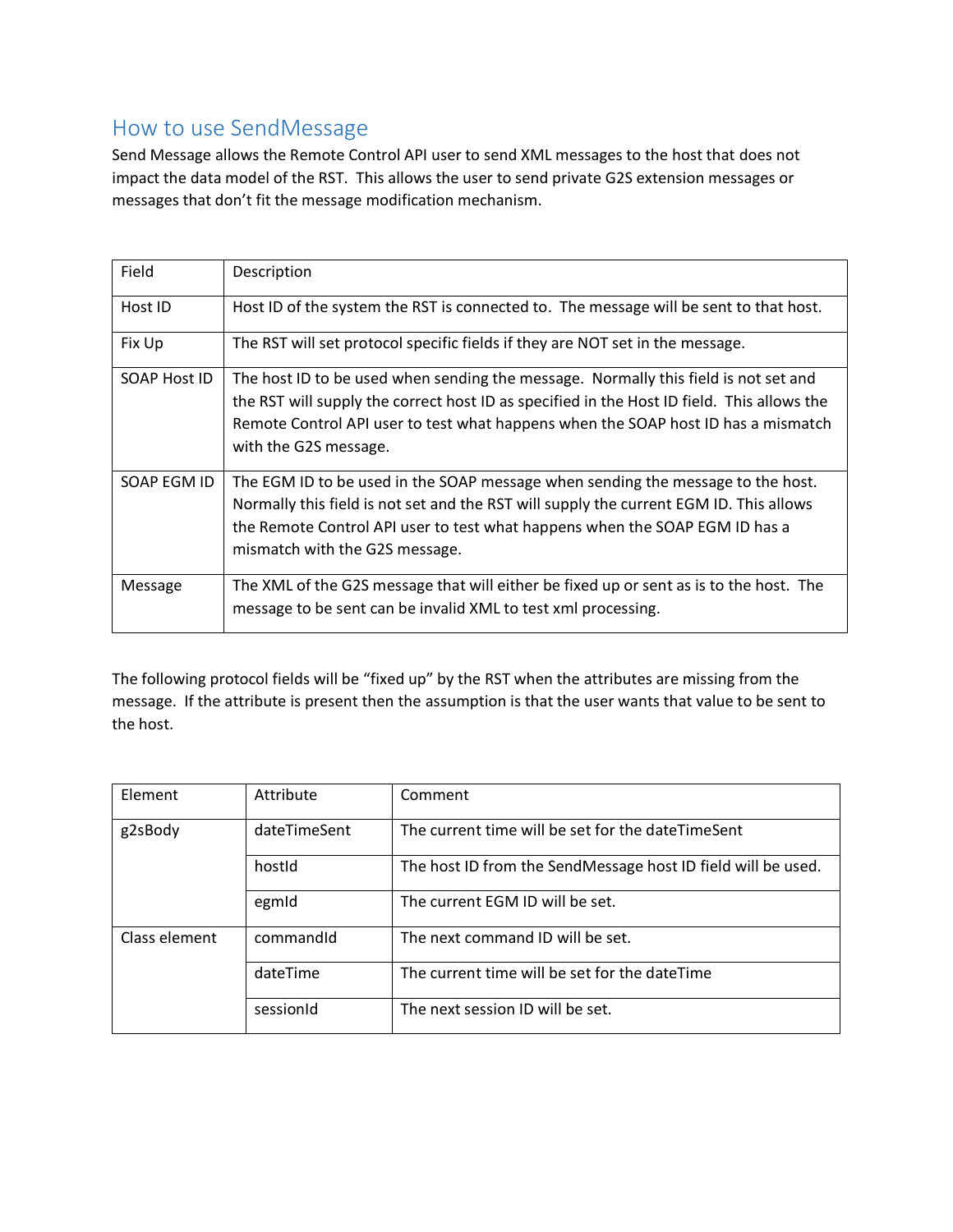## How to use SendMessage

Send Message allows the Remote Control API user to send XML messages to the host that does not impact the data model of the RST. This allows the user to send private G2S extension messages or messages that don't fit the message modification mechanism.

| Field | Description |
|---|---|
| Host ID | Host ID of the system the RST is connected to. The message will be sent to that host. |
| Fix Up | The RST will set protocol specific fields if they are NOT set in the message. |
| SOAP Host ID | The host ID to be used when sending the message. Normally this field is not set and the RST will supply the correct host ID as specified in the Host ID field. This allows the Remote Control API user to test what happens when the SOAP host ID has a mismatch with the G2S message. |
| SOAP EGM ID | The EGM ID to be used in the SOAP message when sending the message to the host. Normally this field is not set and the RST will supply the current EGM ID. This allows the Remote Control API user to test what happens when the SOAP EGM ID has a mismatch with the G2S message. |
| Message | The XML of the G2S message that will either be fixed up or sent as is to the host. The message to be sent can be invalid XML to test xml processing. |

The following protocol fields will be "fixed up" by the RST when the attributes are missing from the message. If the attribute is present then the assumption is that the user wants that value to be sent to the host.

| Element | Attribute | Comment |
|---|---|---|
| g2sBody | dateTimeSent | The current time will be set for the dateTimeSent |
| | hostId | The host ID from the SendMessage host ID field will be used. |
| | egmId | The current EGM ID will be set. |
| Class element | commandId | The next command ID will be set. |
| | dateTime | The current time will be set for the dateTime |
| | sessionId | The next session ID will be set. |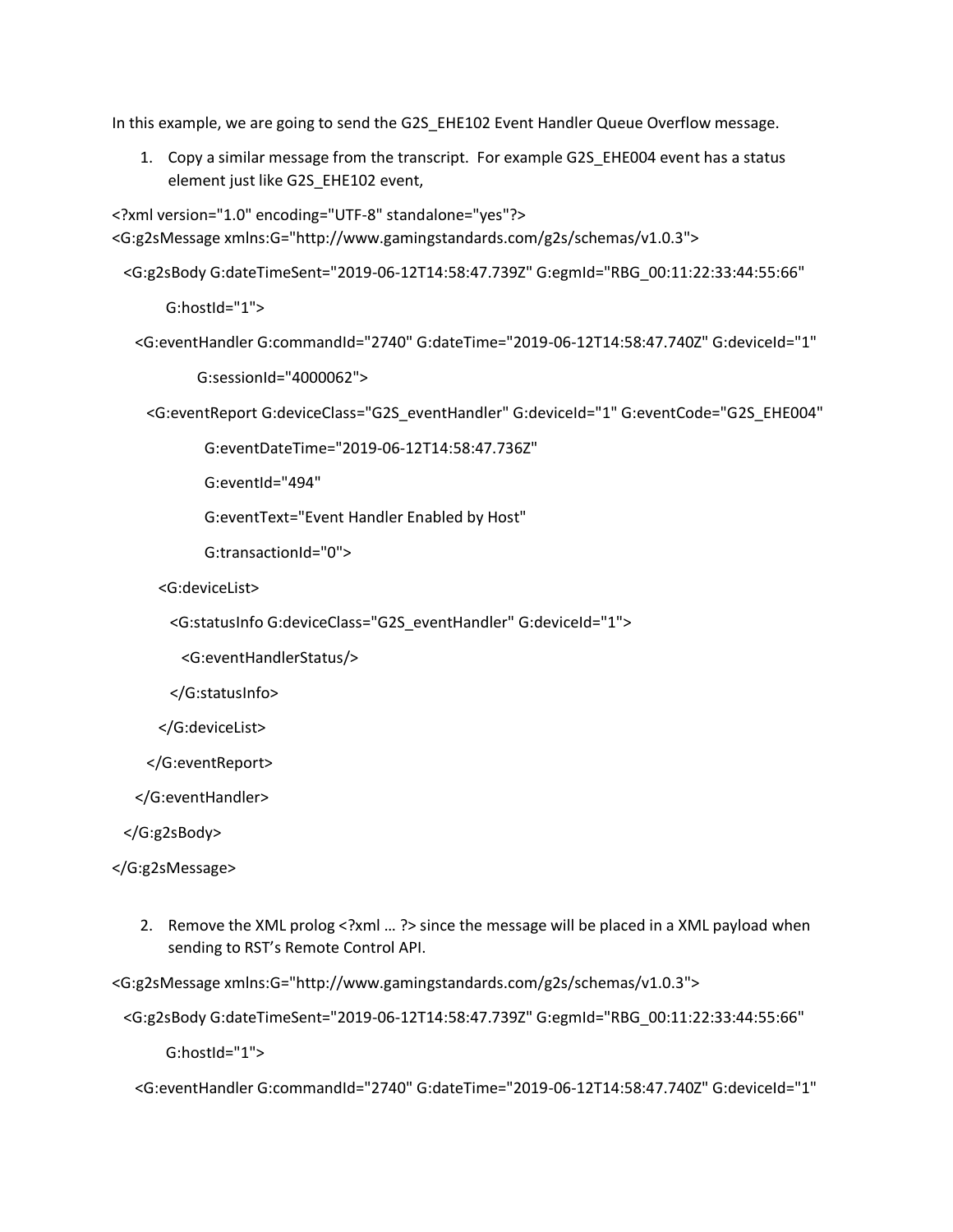In this example, we are going to send the G2S_EHE102 Event Handler Queue Overflow message.

1. Copy a similar message from the transcript. For example G2S_EHE004 event has a status element just like G2S_EHE102 event,

```
<?xml version="1.0" encoding="UTF-8" standalone="yes"?>
<G:g2sMessage xmlns:G="http://www.gamingstandards.com/g2s/schemas/v1.0.3">
  <G:g2sBody G:dateTimeSent="2019-06-12T14:58:47.739Z" G:egmId="RBG_00:11:22:33:44:55:66"
       G:hostId="1">
    <G:eventHandler G:commandId="2740" G:dateTime="2019-06-12T14:58:47.740Z" G:deviceId="1"
             G:sessionId="4000062">
      <G:eventReport G:deviceClass="G2S_eventHandler" G:deviceId="1" G:eventCode="G2S_EHE004"
               G:eventDateTime="2019-06-12T14:58:47.736Z"
               G:eventId="494"
               G:eventText="Event Handler Enabled by Host"
               G:transactionId="0">
        <G:deviceList>
          <G:statusInfo G:deviceClass="G2S_eventHandler" G:deviceId="1">
            <G:eventHandlerStatus/>
          </G:statusInfo>
        </G:deviceList>
      </G:eventReport>
    </G:eventHandler>
  </G:g2sBody>
</G:g2sMessage>
```

2. Remove the XML prolog <?xml … ?> since the message will be placed in a XML payload when sending to RST's Remote Control API.

```
<G:g2sMessage xmlns:G="http://www.gamingstandards.com/g2s/schemas/v1.0.3">
  <G:g2sBody G:dateTimeSent="2019-06-12T14:58:47.739Z" G:egmId="RBG_00:11:22:33:44:55:66"
       G:hostId="1">
    <G:eventHandler G:commandId="2740" G:dateTime="2019-06-12T14:58:47.740Z" G:deviceId="1"
```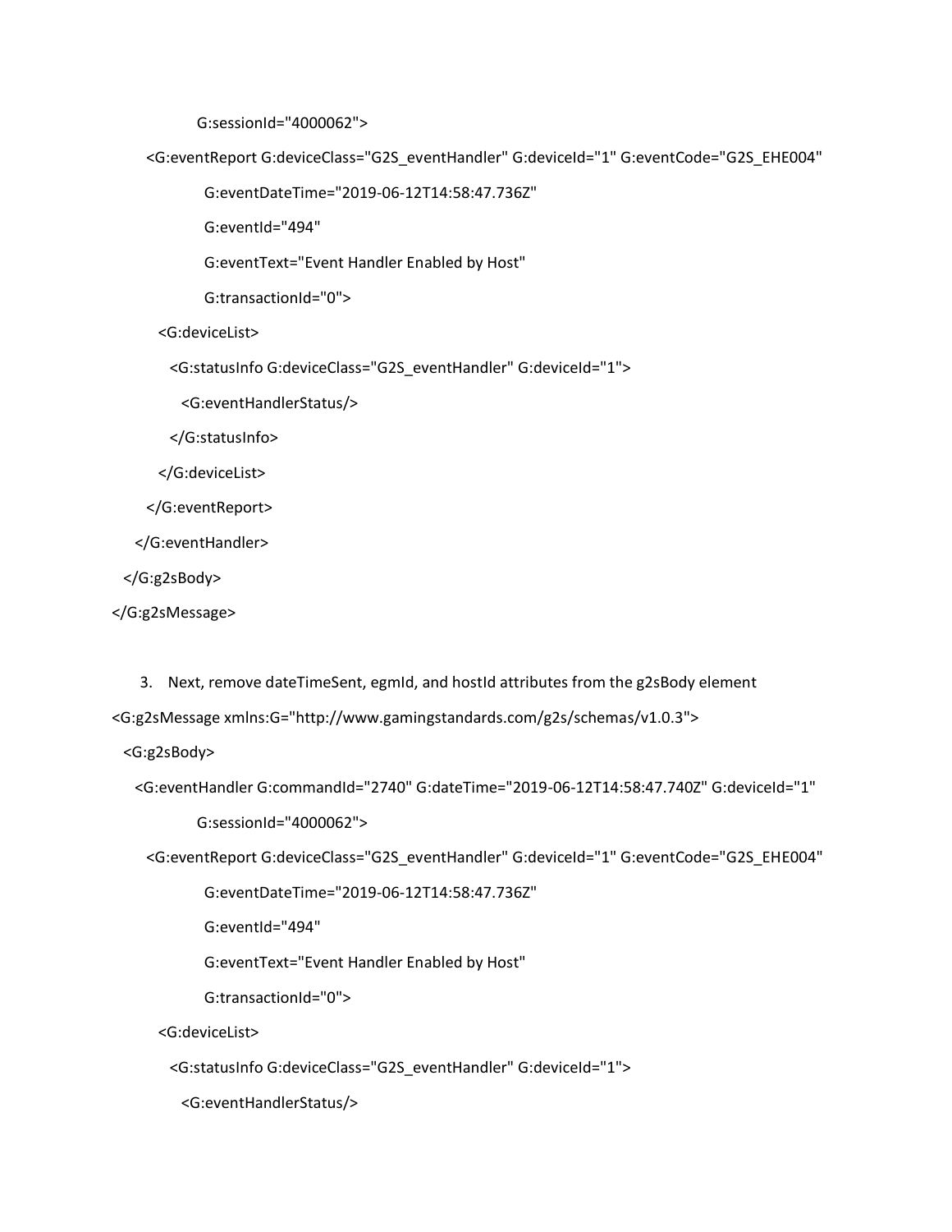```
          G:sessionId="4000062">
    <G:eventReport G:deviceClass="G2S_eventHandler" G:deviceId="1" G:eventCode="G2S_EHE004"
          G:eventDateTime="2019-06-12T14:58:47.736Z"
          G:eventId="494"
          G:eventText="Event Handler Enabled by Host"
          G:transactionId="0">
      <G:deviceList>
        <G:statusInfo G:deviceClass="G2S_eventHandler" G:deviceId="1">
          <G:eventHandlerStatus/>
        </G:statusInfo>
      </G:deviceList>
    </G:eventReport>
  </G:eventHandler>
</G:g2sBody>
</G:g2sMessage>
```

3. Next, remove dateTimeSent, egmId, and hostId attributes from the g2sBody element

```
<G:g2sMessage xmlns:G="http://www.gamingstandards.com/g2s/schemas/v1.0.3">
  <G:g2sBody>
    <G:eventHandler G:commandId="2740" G:dateTime="2019-06-12T14:58:47.740Z" G:deviceId="1"
          G:sessionId="4000062">
      <G:eventReport G:deviceClass="G2S_eventHandler" G:deviceId="1" G:eventCode="G2S_EHE004"
            G:eventDateTime="2019-06-12T14:58:47.736Z"
            G:eventId="494"
            G:eventText="Event Handler Enabled by Host"
            G:transactionId="0">
        <G:deviceList>
          <G:statusInfo G:deviceClass="G2S_eventHandler" G:deviceId="1">
            <G:eventHandlerStatus/>
```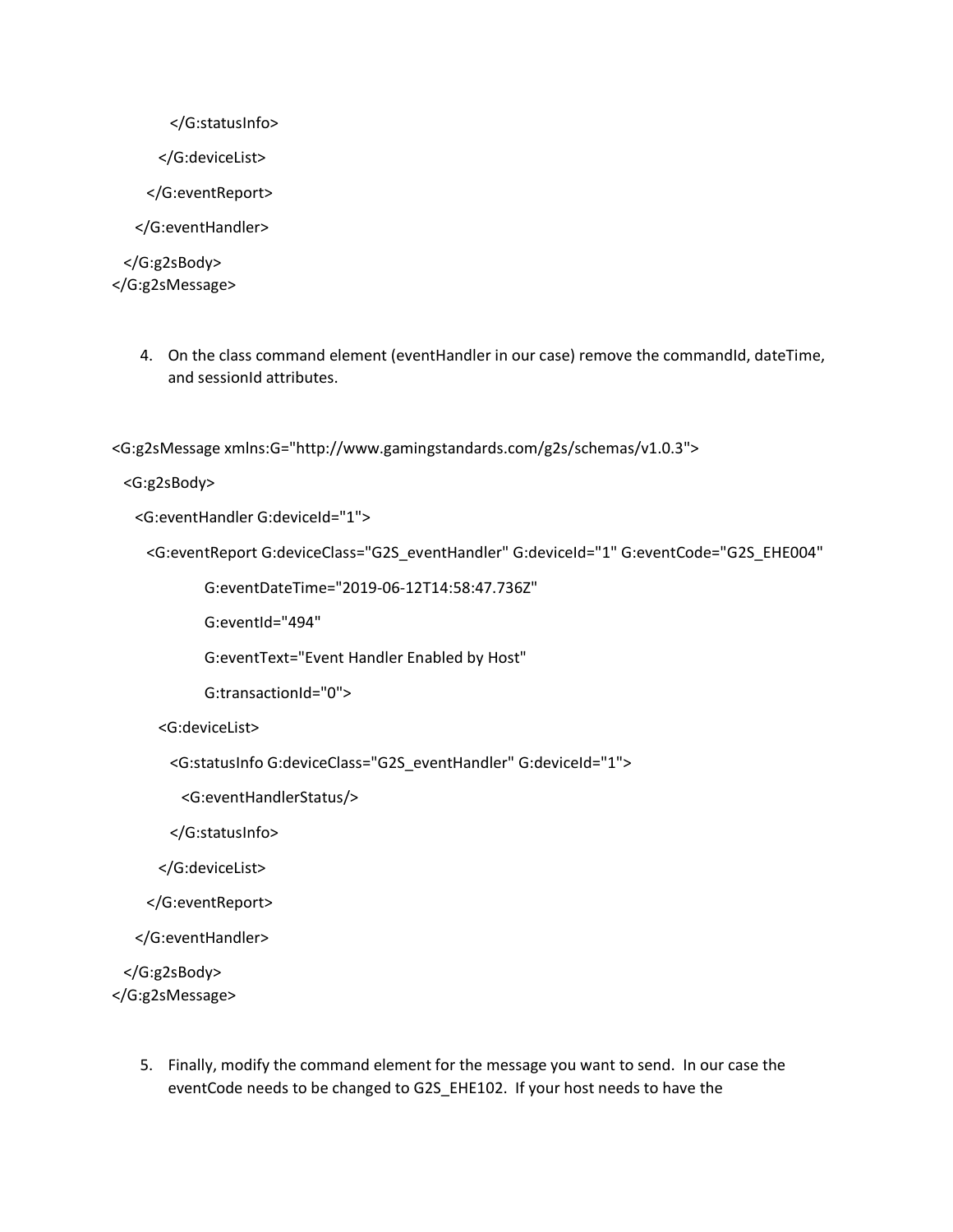```
          </G:statusInfo>

        </G:deviceList>

      </G:eventReport>

    </G:eventHandler>

  </G:g2sBody>
</G:g2sMessage>
```

4. On the class command element (eventHandler in our case) remove the commandId, dateTime, and sessionId attributes.

```
<G:g2sMessage xmlns:G="http://www.gamingstandards.com/g2s/schemas/v1.0.3">

  <G:g2sBody>

    <G:eventHandler G:deviceId="1">

      <G:eventReport G:deviceClass="G2S_eventHandler" G:deviceId="1" G:eventCode="G2S_EHE004"

               G:eventDateTime="2019-06-12T14:58:47.736Z"

               G:eventId="494"

               G:eventText="Event Handler Enabled by Host"

               G:transactionId="0">

        <G:deviceList>

          <G:statusInfo G:deviceClass="G2S_eventHandler" G:deviceId="1">

            <G:eventHandlerStatus/>

          </G:statusInfo>

        </G:deviceList>

      </G:eventReport>

    </G:eventHandler>

  </G:g2sBody>
</G:g2sMessage>
```

5. Finally, modify the command element for the message you want to send. In our case the eventCode needs to be changed to G2S_EHE102. If your host needs to have the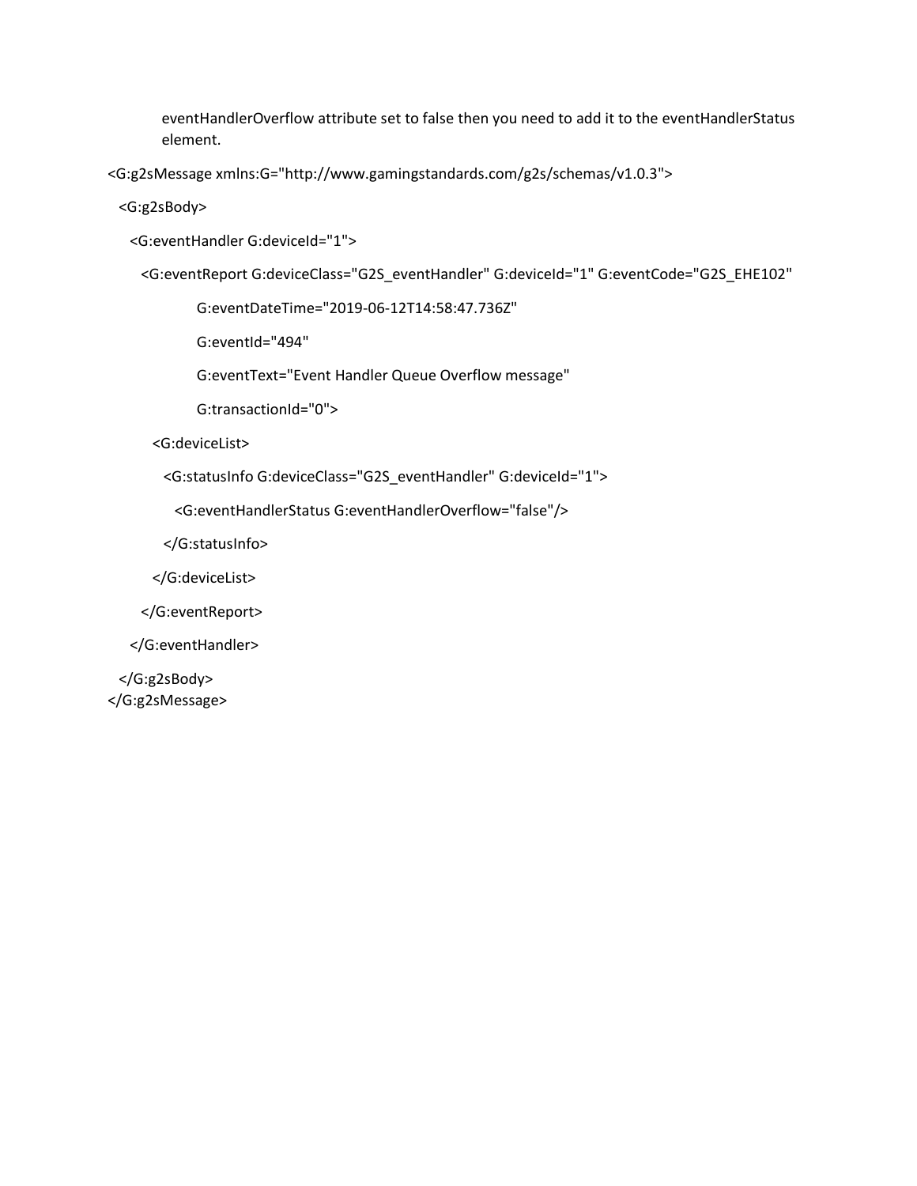eventHandlerOverflow attribute set to false then you need to add it to the eventHandlerStatus element.

```
<G:g2sMessage xmlns:G="http://www.gamingstandards.com/g2s/schemas/v1.0.3">

  <G:g2sBody>

    <G:eventHandler G:deviceId="1">

      <G:eventReport G:deviceClass="G2S_eventHandler" G:deviceId="1" G:eventCode="G2S_EHE102"

                G:eventDateTime="2019-06-12T14:58:47.736Z"

                G:eventId="494"

                G:eventText="Event Handler Queue Overflow message"

                G:transactionId="0">

        <G:deviceList>

          <G:statusInfo G:deviceClass="G2S_eventHandler" G:deviceId="1">

            <G:eventHandlerStatus G:eventHandlerOverflow="false"/>

          </G:statusInfo>

        </G:deviceList>

      </G:eventReport>

    </G:eventHandler>

  </G:g2sBody>
</G:g2sMessage>
```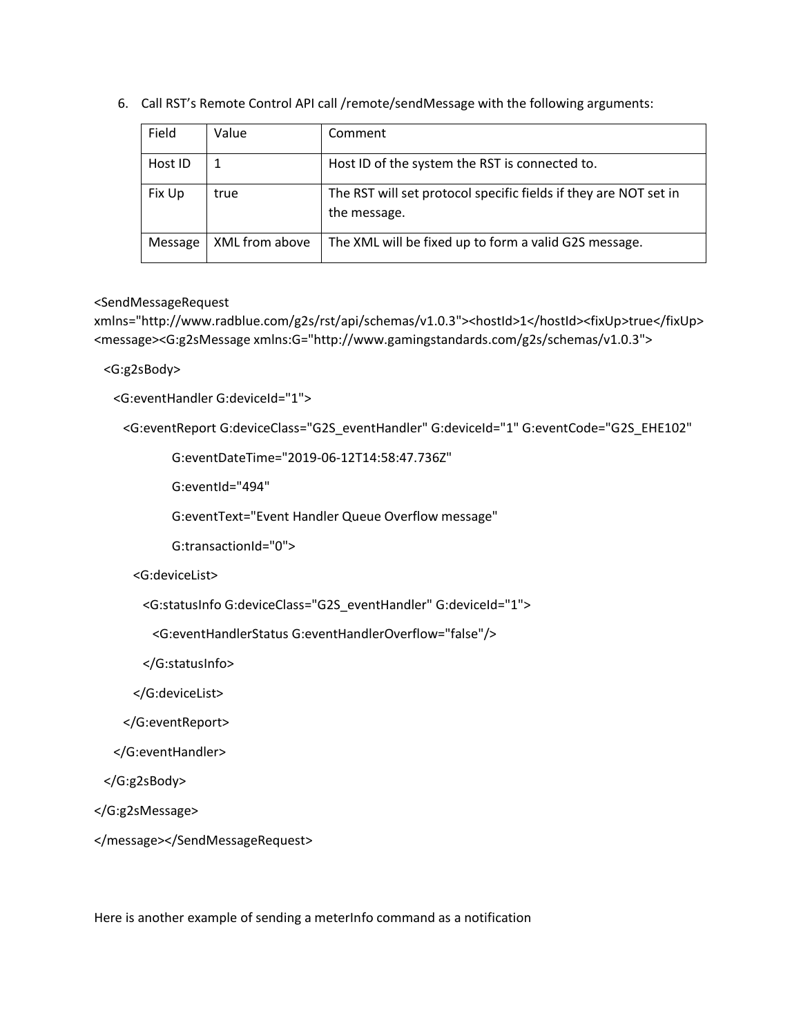6. Call RST's Remote Control API call /remote/sendMessage with the following arguments:

| Field | Value | Comment |
|---|---|---|
| Host ID | 1 | Host ID of the system the RST is connected to. |
| Fix Up | true | The RST will set protocol specific fields if they are NOT set in the message. |
| Message | XML from above | The XML will be fixed up to form a valid G2S message. |

```
<SendMessageRequest
xmlns="http://www.radblue.com/g2s/rst/api/schemas/v1.0.3"><hostId>1</hostId><fixUp>true</fixUp>
<message><G:g2sMessage xmlns:G="http://www.gamingstandards.com/g2s/schemas/v1.0.3">
  <G:g2sBody>
    <G:eventHandler G:deviceId="1">
      <G:eventReport G:deviceClass="G2S_eventHandler" G:deviceId="1" G:eventCode="G2S_EHE102"
            G:eventDateTime="2019-06-12T14:58:47.736Z"
            G:eventId="494"
            G:eventText="Event Handler Queue Overflow message"
            G:transactionId="0">
        <G:deviceList>
          <G:statusInfo G:deviceClass="G2S_eventHandler" G:deviceId="1">
            <G:eventHandlerStatus G:eventHandlerOverflow="false"/>
          </G:statusInfo>
        </G:deviceList>
      </G:eventReport>
    </G:eventHandler>
  </G:g2sBody>
</G:g2sMessage>
</message></SendMessageRequest>
```

Here is another example of sending a meterInfo command as a notification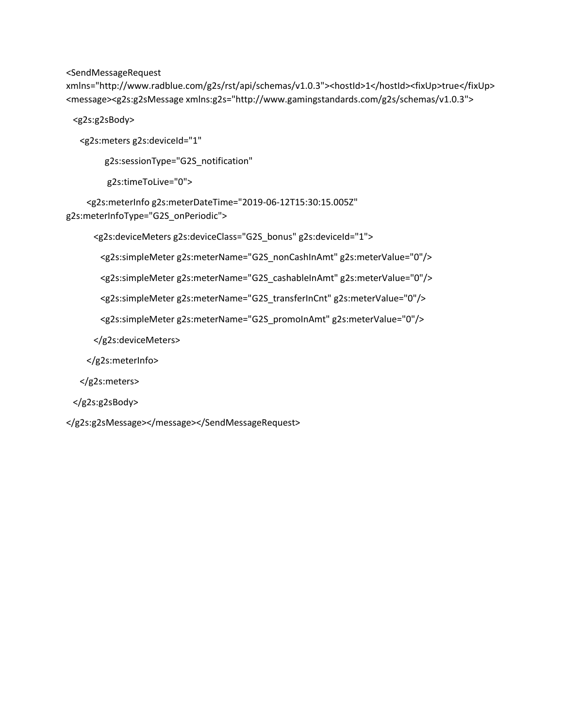```
<SendMessageRequest
xmlns="http://www.radblue.com/g2s/rst/api/schemas/v1.0.3"><hostId>1</hostId><fixUp>true</fixUp>
<message><g2s:g2sMessage xmlns:g2s="http://www.gamingstandards.com/g2s/schemas/v1.0.3">

  <g2s:g2sBody>

    <g2s:meters g2s:deviceId="1"

          g2s:sessionType="G2S_notification"

          g2s:timeToLive="0">

      <g2s:meterInfo g2s:meterDateTime="2019-06-12T15:30:15.005Z"
g2s:meterInfoType="G2S_onPeriodic">

        <g2s:deviceMeters g2s:deviceClass="G2S_bonus" g2s:deviceId="1">

          <g2s:simpleMeter g2s:meterName="G2S_nonCashInAmt" g2s:meterValue="0"/>

          <g2s:simpleMeter g2s:meterName="G2S_cashableInAmt" g2s:meterValue="0"/>

          <g2s:simpleMeter g2s:meterName="G2S_transferInCnt" g2s:meterValue="0"/>

          <g2s:simpleMeter g2s:meterName="G2S_promoInAmt" g2s:meterValue="0"/>

        </g2s:deviceMeters>

      </g2s:meterInfo>

    </g2s:meters>

  </g2s:g2sBody>

</g2s:g2sMessage></message></SendMessageRequest>
```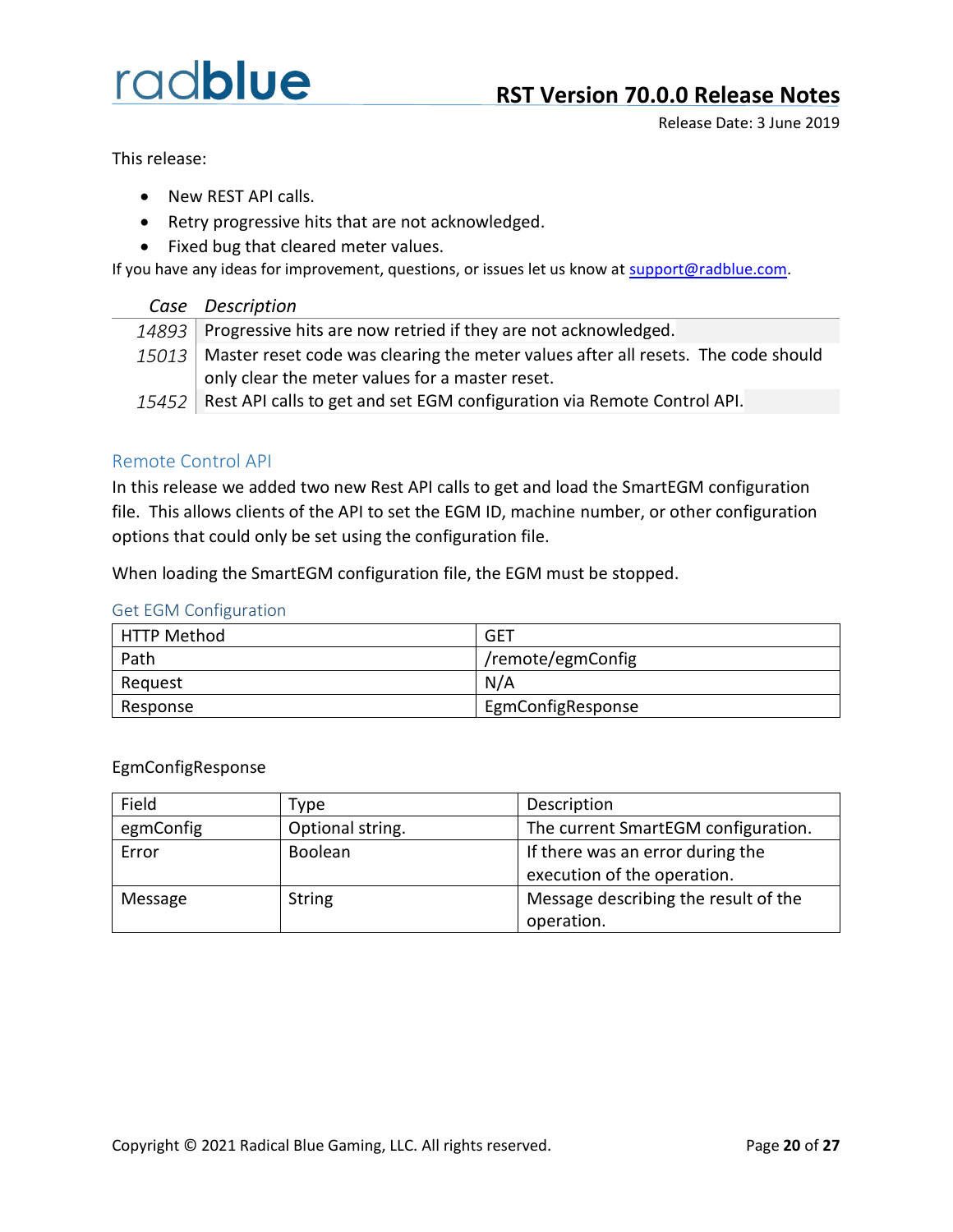# RST Version 70.0.0 Release Notes

Release Date: 3 June 2019

This release:

- New REST API calls.
- Retry progressive hits that are not acknowledged.
- Fixed bug that cleared meter values.

If you have any ideas for improvement, questions, or issues let us know at support@radblue.com.

| *Case* | *Description* |
|---|---|
| *14893* | Progressive hits are now retried if they are not acknowledged. |
| *15013* | Master reset code was clearing the meter values after all resets. The code should only clear the meter values for a master reset. |
| *15452* | Rest API calls to get and set EGM configuration via Remote Control API. |

## Remote Control API

In this release we added two new Rest API calls to get and load the SmartEGM configuration file. This allows clients of the API to set the EGM ID, machine number, or other configuration options that could only be set using the configuration file.

When loading the SmartEGM configuration file, the EGM must be stopped.

### Get EGM Configuration

| HTTP Method | GET |
|---|---|
| Path | /remote/egmConfig |
| Request | N/A |
| Response | EgmConfigResponse |

EgmConfigResponse

| Field | Type | Description |
|---|---|---|
| egmConfig | Optional string. | The current SmartEGM configuration. |
| Error | Boolean | If there was an error during the execution of the operation. |
| Message | String | Message describing the result of the operation. |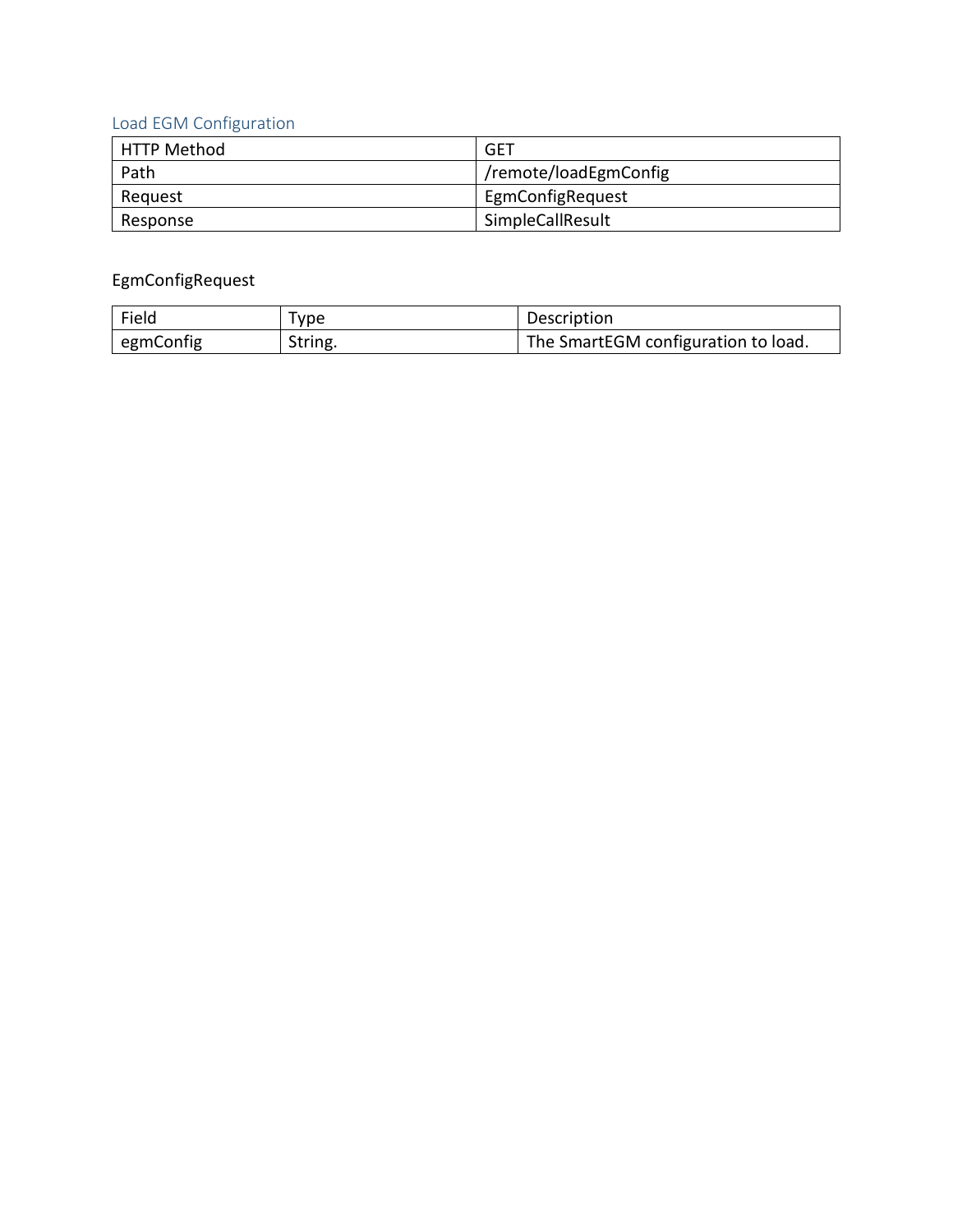### Load EGM Configuration

| HTTP Method | GET |
| --- | --- |
| Path | /remote/loadEgmConfig |
| Request | EgmConfigRequest |
| Response | SimpleCallResult |

EgmConfigRequest

| Field | Type | Description |
| --- | --- | --- |
| egmConfig | String. | The SmartEGM configuration to load. |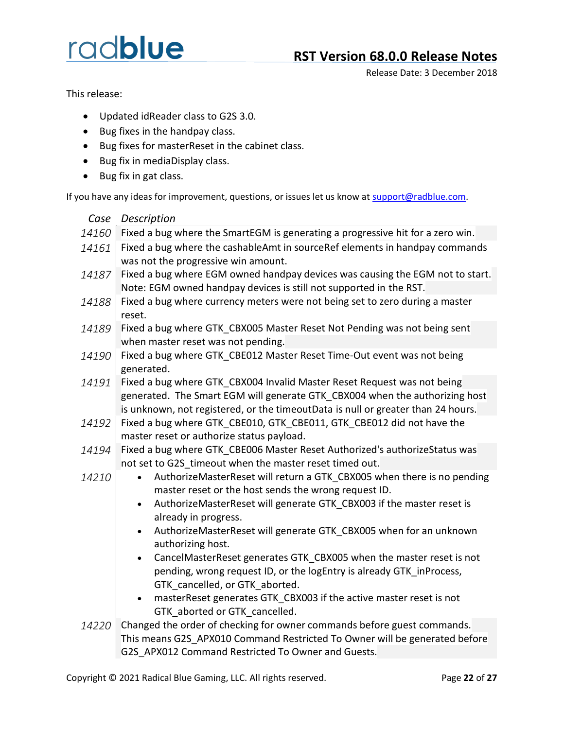# RST Version 68.0.0 Release Notes

Release Date: 3 December 2018

This release:

- Updated idReader class to G2S 3.0.
- Bug fixes in the handpay class.
- Bug fixes for masterReset in the cabinet class.
- Bug fix in mediaDisplay class.
- Bug fix in gat class.

If you have any ideas for improvement, questions, or issues let us know at support@radblue.com.

| *Case* | *Description* |
|---|---|
| *14160* | Fixed a bug where the SmartEGM is generating a progressive hit for a zero win. |
| *14161* | Fixed a bug where the cashableAmt in sourceRef elements in handpay commands was not the progressive win amount. |
| *14187* | Fixed a bug where EGM owned handpay devices was causing the EGM not to start. Note: EGM owned handpay devices is still not supported in the RST. |
| *14188* | Fixed a bug where currency meters were not being set to zero during a master reset. |
| *14189* | Fixed a bug where GTK_CBX005 Master Reset Not Pending was not being sent when master reset was not pending. |
| *14190* | Fixed a bug where GTK_CBE012 Master Reset Time-Out event was not being generated. |
| *14191* | Fixed a bug where GTK_CBX004 Invalid Master Reset Request was not being generated. The Smart EGM will generate GTK_CBX004 when the authorizing host is unknown, not registered, or the timeoutData is null or greater than 24 hours. |
| *14192* | Fixed a bug where GTK_CBE010, GTK_CBE011, GTK_CBE012 did not have the master reset or authorize status payload. |
| *14194* | Fixed a bug where GTK_CBE006 Master Reset Authorized's authorizeStatus was not set to G2S_timeout when the master reset timed out. |
| *14210* | • AuthorizeMasterReset will return a GTK_CBX005 when there is no pending master reset or the host sends the wrong request ID.<br>• AuthorizeMasterReset will generate GTK_CBX003 if the master reset is already in progress.<br>• AuthorizeMasterReset will generate GTK_CBX005 when for an unknown authorizing host.<br>• CancelMasterReset generates GTK_CBX005 when the master reset is not pending, wrong request ID, or the logEntry is already GTK_inProcess, GTK_cancelled, or GTK_aborted.<br>• masterReset generates GTK_CBX003 if the active master reset is not GTK_aborted or GTK_cancelled. |
| *14220* | Changed the order of checking for owner commands before guest commands. This means G2S_APX010 Command Restricted To Owner will be generated before G2S_APX012 Command Restricted To Owner and Guests. |

Copyright © 2021 Radical Blue Gaming, LLC. All rights reserved.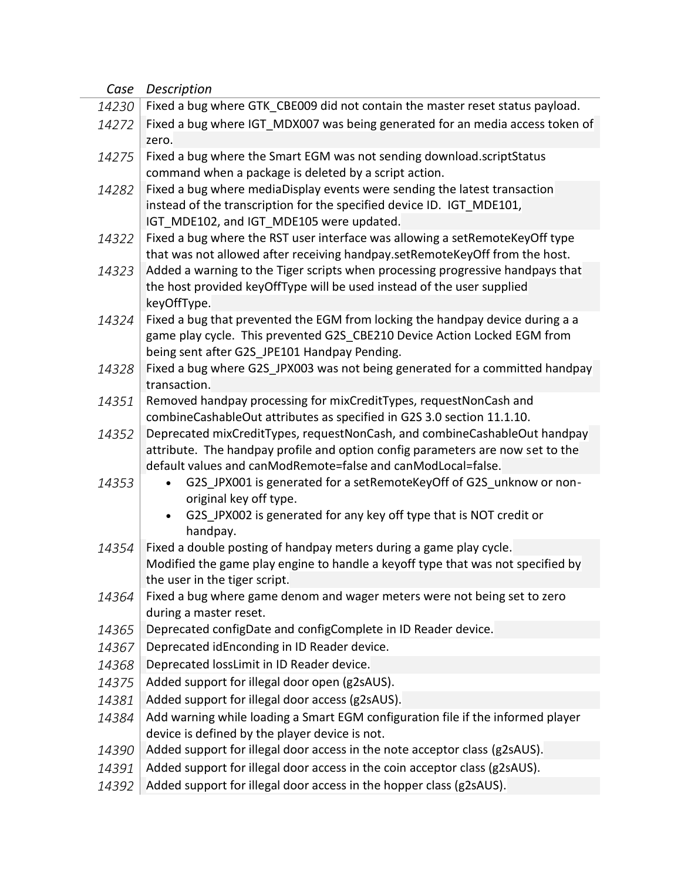| *Case* | *Description* |
|---|---|
| *14230* | Fixed a bug where GTK_CBE009 did not contain the master reset status payload. |
| *14272* | Fixed a bug where IGT_MDX007 was being generated for an media access token of zero. |
| *14275* | Fixed a bug where the Smart EGM was not sending download.scriptStatus command when a package is deleted by a script action. |
| *14282* | Fixed a bug where mediaDisplay events were sending the latest transaction instead of the transcription for the specified device ID. IGT_MDE101, IGT_MDE102, and IGT_MDE105 were updated. |
| *14322* | Fixed a bug where the RST user interface was allowing a setRemoteKeyOff type that was not allowed after receiving handpay.setRemoteKeyOff from the host. |
| *14323* | Added a warning to the Tiger scripts when processing progressive handpays that the host provided keyOffType will be used instead of the user supplied keyOffType. |
| *14324* | Fixed a bug that prevented the EGM from locking the handpay device during a a game play cycle. This prevented G2S_CBE210 Device Action Locked EGM from being sent after G2S_JPE101 Handpay Pending. |
| *14328* | Fixed a bug where G2S_JPX003 was not being generated for a committed handpay transaction. |
| *14351* | Removed handpay processing for mixCreditTypes, requestNonCash and combineCashableOut attributes as specified in G2S 3.0 section 11.1.10. |
| *14352* | Deprecated mixCreditTypes, requestNonCash, and combineCashableOut handpay attribute. The handpay profile and option config parameters are now set to the default values and canModRemote=false and canModLocal=false. |
| *14353* | • G2S_JPX001 is generated for a setRemoteKeyOff of G2S_unknow or non-original key off type.<br>• G2S_JPX002 is generated for any key off type that is NOT credit or handpay. |
| *14354* | Fixed a double posting of handpay meters during a game play cycle.<br>Modified the game play engine to handle a keyoff type that was not specified by the user in the tiger script. |
| *14364* | Fixed a bug where game denom and wager meters were not being set to zero during a master reset. |
| *14365* | Deprecated configDate and configComplete in ID Reader device. |
| *14367* | Deprecated idEnconding in ID Reader device. |
| *14368* | Deprecated lossLimit in ID Reader device. |
| *14375* | Added support for illegal door open (g2sAUS). |
| *14381* | Added support for illegal door access (g2sAUS). |
| *14384* | Add warning while loading a Smart EGM configuration file if the informed player device is defined by the player device is not. |
| *14390* | Added support for illegal door access in the note acceptor class (g2sAUS). |
| *14391* | Added support for illegal door access in the coin acceptor class (g2sAUS). |
| *14392* | Added support for illegal door access in the hopper class (g2sAUS). |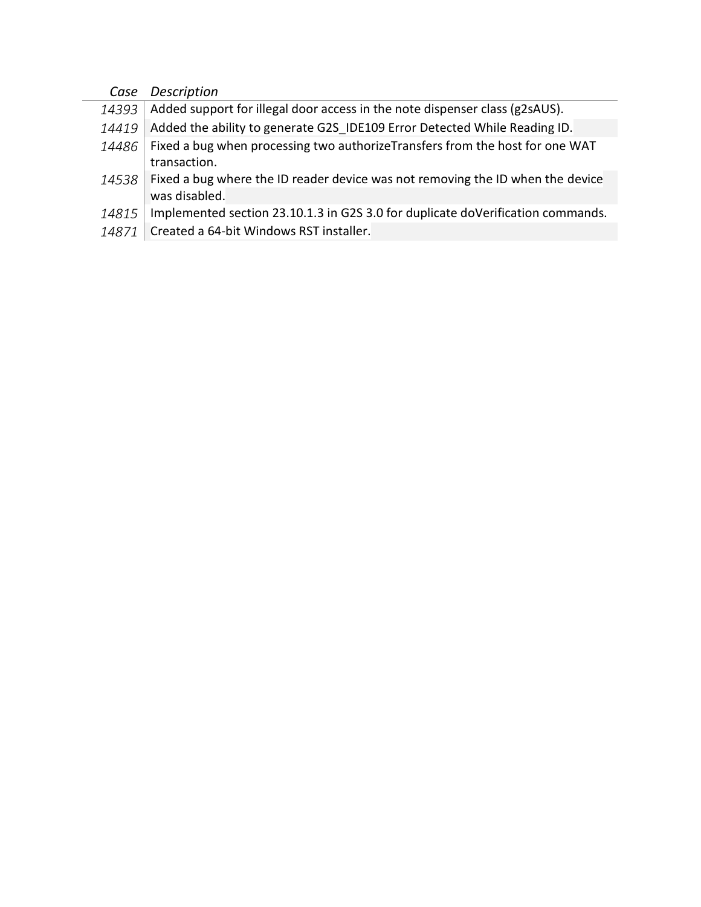| *Case* | *Description* |
|---|---|
| *14393* | Added support for illegal door access in the note dispenser class (g2sAUS). |
| *14419* | Added the ability to generate G2S_IDE109 Error Detected While Reading ID. |
| *14486* | Fixed a bug when processing two authorizeTransfers from the host for one WAT transaction. |
| *14538* | Fixed a bug where the ID reader device was not removing the ID when the device was disabled. |
| *14815* | Implemented section 23.10.1.3 in G2S 3.0 for duplicate doVerification commands. |
| *14871* | Created a 64-bit Windows RST installer. |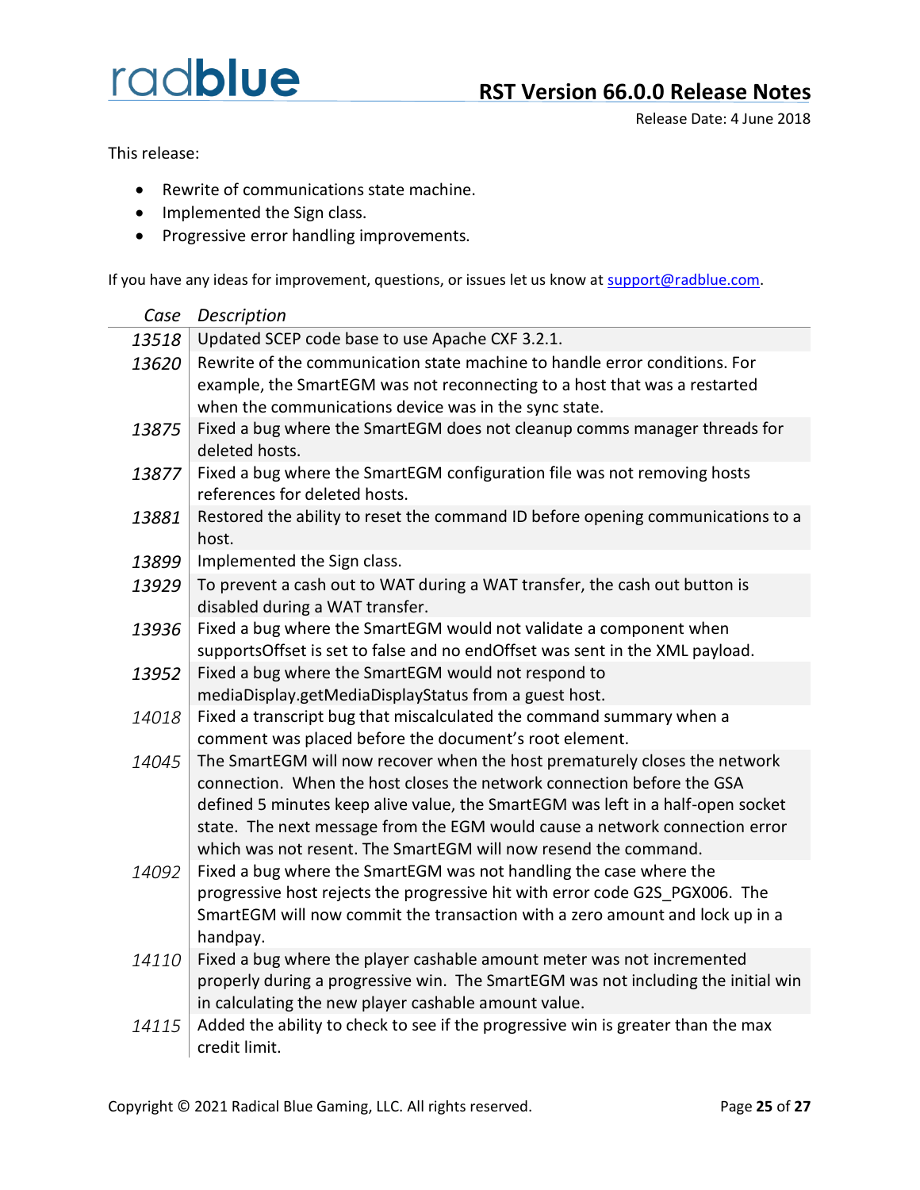# RST Version 66.0.0 Release Notes

Release Date: 4 June 2018

This release:

- Rewrite of communications state machine.
- Implemented the Sign class.
- Progressive error handling improvements.

If you have any ideas for improvement, questions, or issues let us know at support@radblue.com.

| *Case* | *Description* |
|---|---|
| *13518* | Updated SCEP code base to use Apache CXF 3.2.1. |
| *13620* | Rewrite of the communication state machine to handle error conditions. For example, the SmartEGM was not reconnecting to a host that was a restarted when the communications device was in the sync state. |
| *13875* | Fixed a bug where the SmartEGM does not cleanup comms manager threads for deleted hosts. |
| *13877* | Fixed a bug where the SmartEGM configuration file was not removing hosts references for deleted hosts. |
| *13881* | Restored the ability to reset the command ID before opening communications to a host. |
| *13899* | Implemented the Sign class. |
| *13929* | To prevent a cash out to WAT during a WAT transfer, the cash out button is disabled during a WAT transfer. |
| *13936* | Fixed a bug where the SmartEGM would not validate a component when supportsOffset is set to false and no endOffset was sent in the XML payload. |
| *13952* | Fixed a bug where the SmartEGM would not respond to mediaDisplay.getMediaDisplayStatus from a guest host. |
| *14018* | Fixed a transcript bug that miscalculated the command summary when a comment was placed before the document's root element. |
| *14045* | The SmartEGM will now recover when the host prematurely closes the network connection. When the host closes the network connection before the GSA defined 5 minutes keep alive value, the SmartEGM was left in a half-open socket state. The next message from the EGM would cause a network connection error which was not resent. The SmartEGM will now resend the command. |
| *14092* | Fixed a bug where the SmartEGM was not handling the case where the progressive host rejects the progressive hit with error code G2S_PGX006. The SmartEGM will now commit the transaction with a zero amount and lock up in a handpay. |
| *14110* | Fixed a bug where the player cashable amount meter was not incremented properly during a progressive win. The SmartEGM was not including the initial win in calculating the new player cashable amount value. |
| *14115* | Added the ability to check to see if the progressive win is greater than the max credit limit. |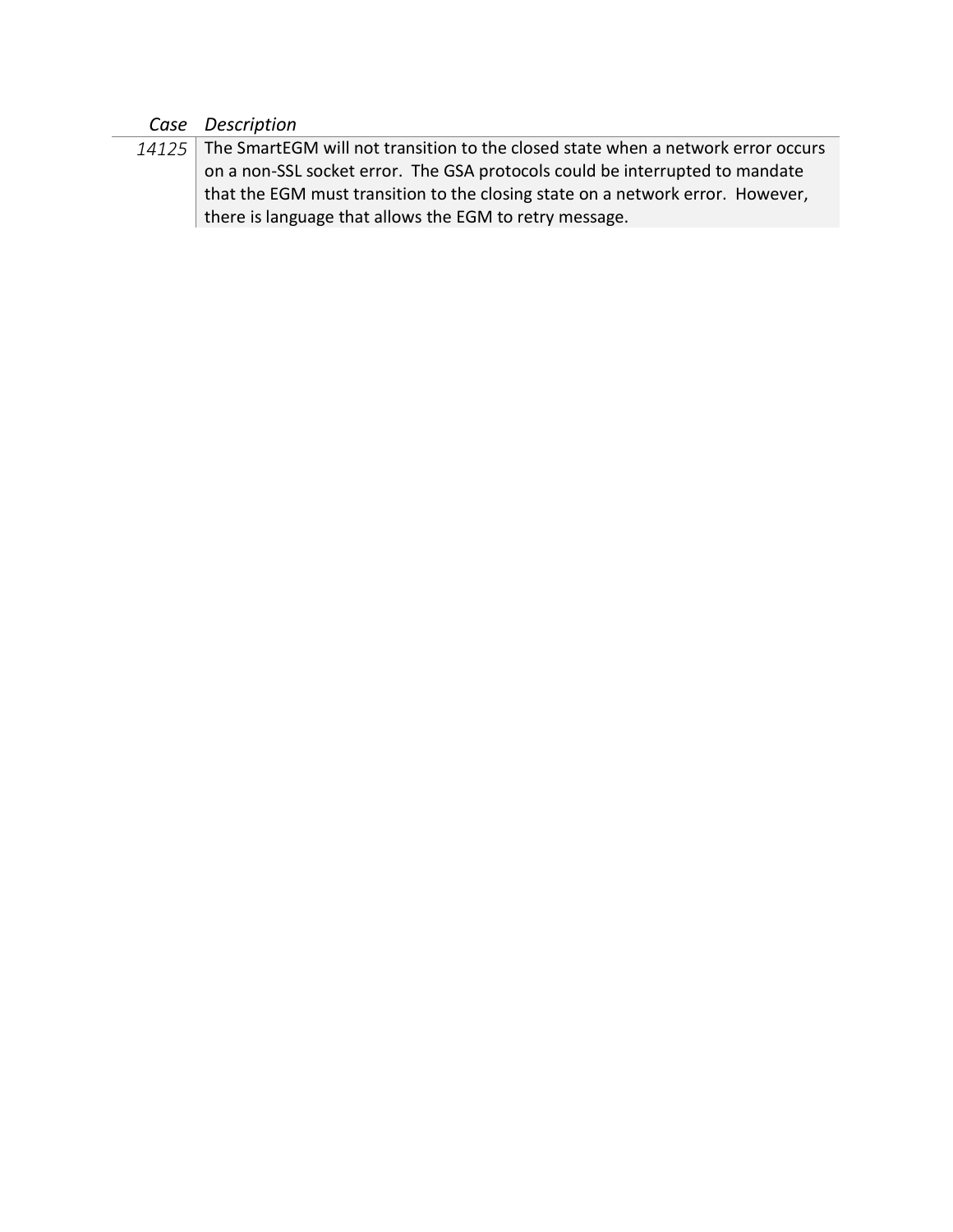| *Case* | *Description* |
| --- | --- |
| *14125* | The SmartEGM will not transition to the closed state when a network error occurs on a non-SSL socket error. The GSA protocols could be interrupted to mandate that the EGM must transition to the closing state on a network error. However, there is language that allows the EGM to retry message. |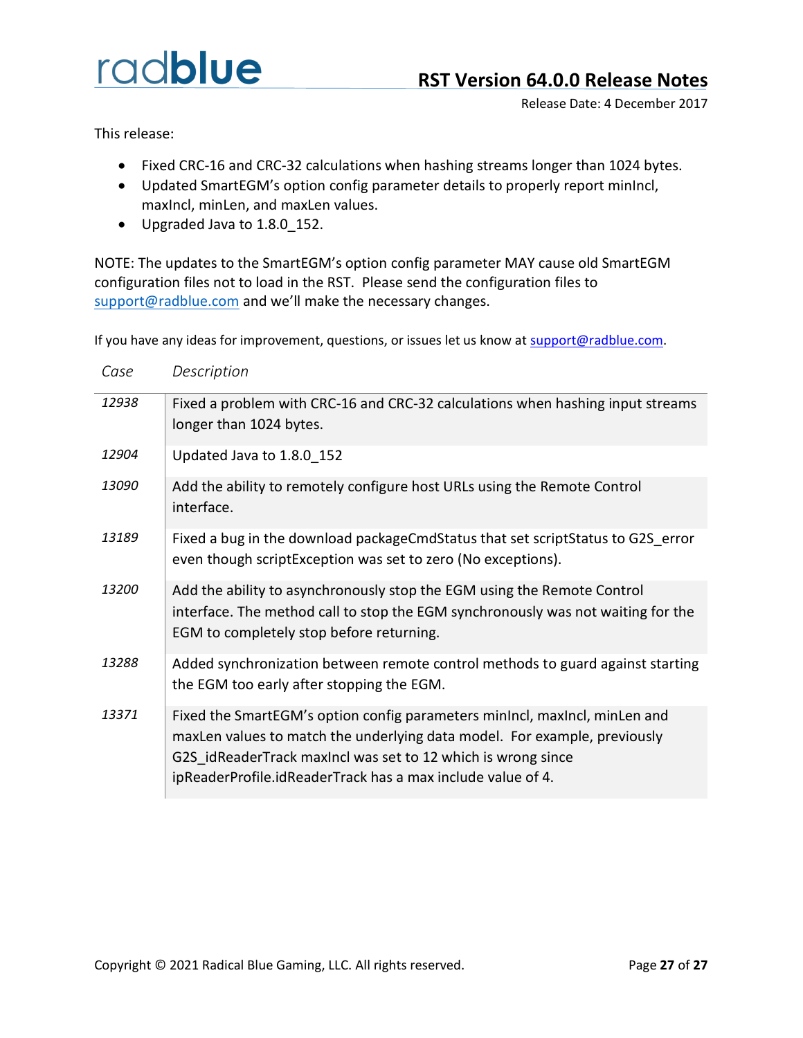# RST Version 64.0.0 Release Notes

Release Date: 4 December 2017

This release:

- Fixed CRC-16 and CRC-32 calculations when hashing streams longer than 1024 bytes.
- Updated SmartEGM's option config parameter details to properly report minIncl, maxIncl, minLen, and maxLen values.
- Upgraded Java to 1.8.0_152.

NOTE: The updates to the SmartEGM's option config parameter MAY cause old SmartEGM configuration files not to load in the RST. Please send the configuration files to support@radblue.com and we'll make the necessary changes.

If you have any ideas for improvement, questions, or issues let us know at support@radblue.com.

| *Case* | *Description* |
|---|---|
| *12938* | Fixed a problem with CRC-16 and CRC-32 calculations when hashing input streams longer than 1024 bytes. |
| *12904* | Updated Java to 1.8.0_152 |
| *13090* | Add the ability to remotely configure host URLs using the Remote Control interface. |
| *13189* | Fixed a bug in the download packageCmdStatus that set scriptStatus to G2S_error even though scriptException was set to zero (No exceptions). |
| *13200* | Add the ability to asynchronously stop the EGM using the Remote Control interface. The method call to stop the EGM synchronously was not waiting for the EGM to completely stop before returning. |
| *13288* | Added synchronization between remote control methods to guard against starting the EGM too early after stopping the EGM. |
| *13371* | Fixed the SmartEGM's option config parameters minIncl, maxIncl, minLen and maxLen values to match the underlying data model. For example, previously G2S_idReaderTrack maxIncl was set to 12 which is wrong since ipReaderProfile.idReaderTrack has a max include value of 4. |

Copyright © 2021 Radical Blue Gaming, LLC. All rights reserved.